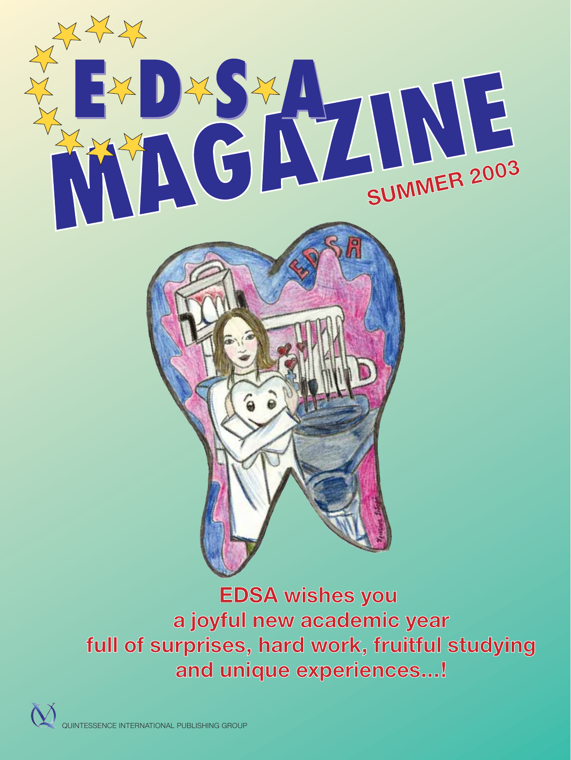# EDSA MAGAZINE

SUMMER 2003

**EDSA wishes you a joyful new academic year full of surprises, hard work, fruitful studying and unique experiences...!**

QUINTESSENCE INTERNATIONAL PUBLISHING GROUP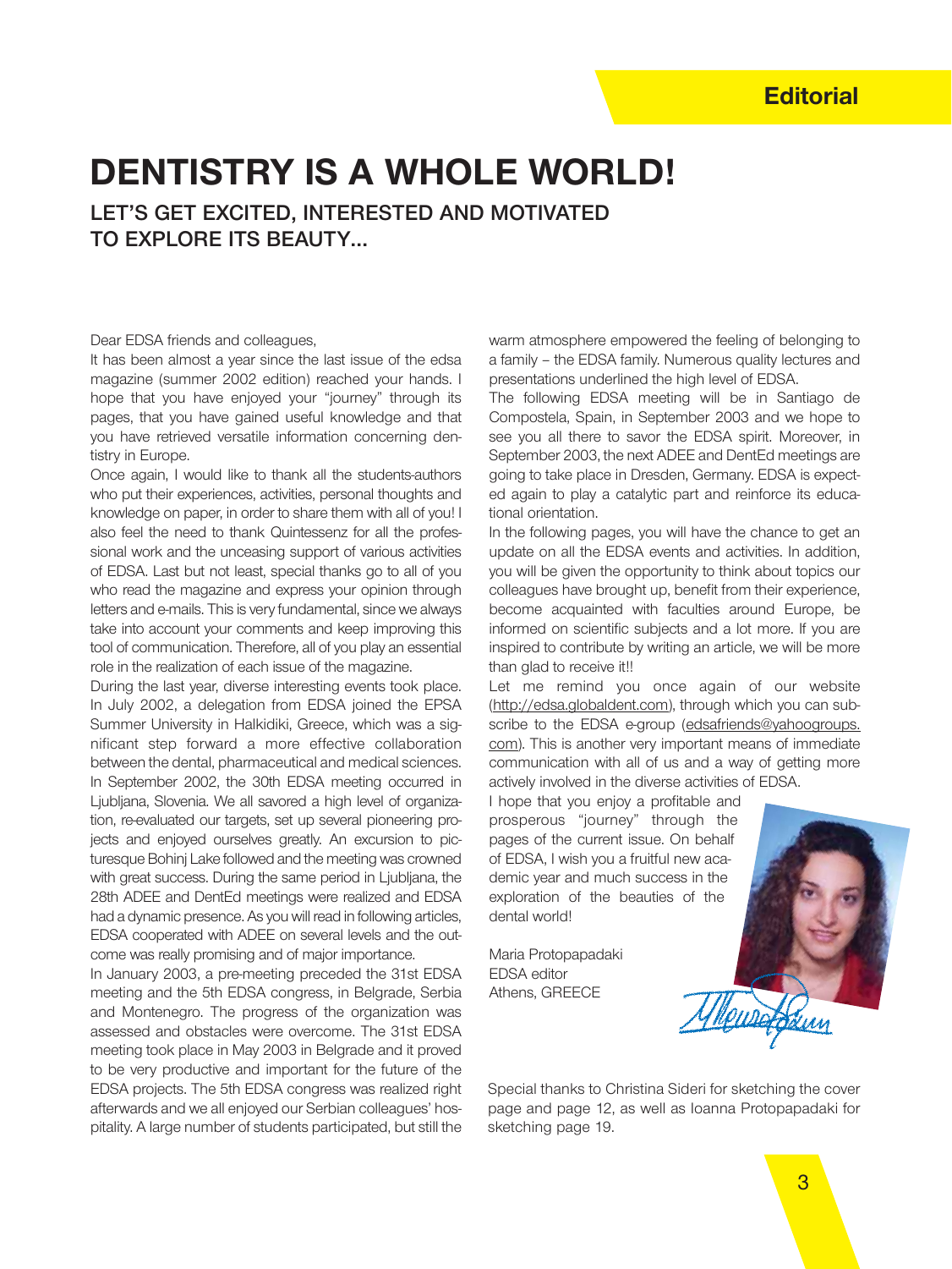Editorial

# DENTISTRY IS A WHOLE WORLD!

## LET'S GET EXCITED, INTERESTED AND MOTIVATED TO EXPLORE ITS BEAUTY...

Dear EDSA friends and colleagues,

It has been almost a year since the last issue of the edsa magazine (summer 2002 edition) reached your hands. I hope that you have enjoyed your "journey" through its pages, that you have gained useful knowledge and that you have retrieved versatile information concerning dentistry in Europe.

Once again, I would like to thank all the students-authors who put their experiences, activities, personal thoughts and knowledge on paper, in order to share them with all of you! I also feel the need to thank Quintessenz for all the professional work and the unceasing support of various activities of EDSA. Last but not least, special thanks go to all of you who read the magazine and express your opinion through letters and e-mails. This is very fundamental, since we always take into account your comments and keep improving this tool of communication. Therefore, all of you play an essential role in the realization of each issue of the magazine.

During the last year, diverse interesting events took place. In July 2002, a delegation from EDSA joined the EPSA Summer University in Halkidiki, Greece, which was a significant step forward a more effective collaboration between the dental, pharmaceutical and medical sciences. In September 2002, the 30th EDSA meeting occurred in Ljubljana, Slovenia. We all savored a high level of organization, re-evaluated our targets, set up several pioneering projects and enjoyed ourselves greatly. An excursion to picturesque Bohinj Lake followed and the meeting was crowned with great success. During the same period in Ljubljana, the 28th ADEE and DentEd meetings were realized and EDSA had a dynamic presence. As you will read in following articles, EDSA cooperated with ADEE on several levels and the outcome was really promising and of major importance.

In January 2003, a pre-meeting preceded the 31st EDSA meeting and the 5th EDSA congress, in Belgrade, Serbia and Montenegro. The progress of the organization was assessed and obstacles were overcome. The 31st EDSA meeting took place in May 2003 in Belgrade and it proved to be very productive and important for the future of the EDSA projects. The 5th EDSA congress was realized right afterwards and we all enjoyed our Serbian colleagues' hospitality. A large number of students participated, but still the warm atmosphere empowered the feeling of belonging to a family – the EDSA family. Numerous quality lectures and presentations underlined the high level of EDSA.

The following EDSA meeting will be in Santiago de Compostela, Spain, in September 2003 and we hope to see you all there to savor the EDSA spirit. Moreover, in September 2003, the next ADEE and DentEd meetings are going to take place in Dresden, Germany. EDSA is expected again to play a catalytic part and reinforce its educational orientation.

In the following pages, you will have the chance to get an update on all the EDSA events and activities. In addition, you will be given the opportunity to think about topics our colleagues have brought up, benefit from their experience, become acquainted with faculties around Europe, be informed on scientific subjects and a lot more. If you are inspired to contribute by writing an article, we will be more than glad to receive it!!

Let me remind you once again of our website (http://edsa.globaldent.com), through which you can subscribe to the EDSA e-group (edsafriends@yahoogroups.com). This is another very important means of immediate communication with all of us and a way of getting more actively involved in the diverse activities of EDSA.

I hope that you enjoy a profitable and prosperous "journey" through the pages of the current issue. On behalf of EDSA, I wish you a fruitful new academic year and much success in the exploration of the beauties of the dental world!

Maria Protopapadaki
EDSA editor
Athens, GREECE

Special thanks to Christina Sideri for sketching the cover page and page 12, as well as Ioanna Protopapadaki for sketching page 19.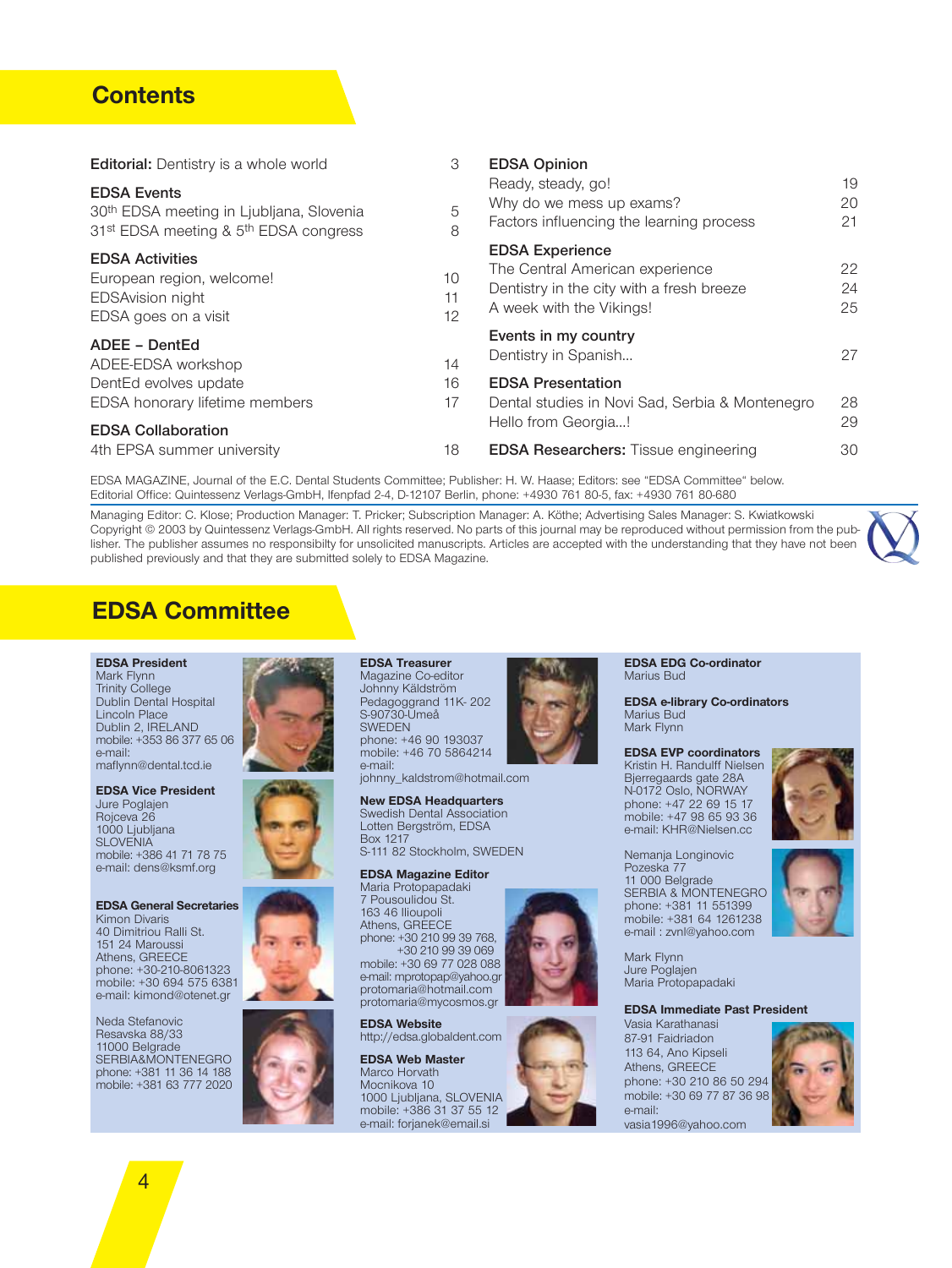## Contents

**Editorial:** Dentistry is a whole world 3

**EDSA Events**
30th EDSA meeting in Ljubljana, Slovenia 5
31st EDSA meeting & 5th EDSA congress 8

**EDSA Activities**
European region, welcome! 10
EDSAvision night 11
EDSA goes on a visit 12

**ADEE – DentEd**
ADEE-EDSA workshop 14
DentEd evolves update 16
EDSA honorary lifetime members 17

**EDSA Collaboration**
4th EPSA summer university 18

**EDSA Opinion**
Ready, steady, go! 19
Why do we mess up exams? 20
Factors influencing the learning process 21

**EDSA Experience**
The Central American experience 22
Dentistry in the city with a fresh breeze 24
A week with the Vikings! 25

**Events in my country**
Dentistry in Spanish... 27

**EDSA Presentation**
Dental studies in Novi Sad, Serbia & Montenegro 28
Hello from Georgia...! 29

**EDSA Researchers:** Tissue engineering 30

EDSA MAGAZINE, Journal of the E.C. Dental Students Committee; Publisher: H. W. Haase; Editors: see "EDSA Committee" below.
Editorial Office: Quintessenz Verlags-GmbH, Ifenpfad 2-4, D-12107 Berlin, phone: +4930 761 80-5, fax: +4930 761 80-680

Managing Editor: C. Klose; Production Manager: T. Pricker; Subscription Manager: A. Köthe; Advertising Sales Manager: S. Kwiatkowski
Copyright © 2003 by Quintessenz Verlags-GmbH. All rights reserved. No parts of this journal may be reproduced without permission from the publisher. The publisher assumes no responsibilty for unsolicited manuscripts. Articles are accepted with the understanding that they have not been published previously and that they are submitted solely to EDSA Magazine.

## EDSA Committee

**EDSA President**
Mark Flynn
Trinity College
Dublin Dental Hospital
Lincoln Place
Dublin 2, IRELAND
mobile: +353 86 377 65 06
e-mail:
maflynn@dental.tcd.ie

**EDSA Vice President**
Jure Poglajen
Rojceva 26
1000 Ljubljana
SLOVENIA
mobile: +386 41 71 78 75
e-mail: dens@ksmf.org

**EDSA General Secretaries**
Kimon Divaris
40 Dimitriou Ralli St.
151 24 Maroussi
Athens, GREECE
phone: +30-210-8061323
mobile: +30 694 575 6381
e-mail: kimond@otenet.gr

Neda Stefanovic
Resavska 88/33
11000 Belgrade
SERBIA&MONTENEGRO
phone: +381 11 36 14 188
mobile: +381 63 777 2020

**EDSA Treasurer**
Magazine Co-editor
Johnny Käldström
Pedagoggrand 11K- 202
S-90730-Umeå
SWEDEN
phone: +46 90 193037
mobile: +46 70 5864214
e-mail:
johnny_kaldstrom@hotmail.com

**New EDSA Headquarters**
Swedish Dental Association
Lotten Bergström, EDSA
Box 1217
S-111 82 Stockholm, SWEDEN

**EDSA Magazine Editor**
Maria Protopapadaki
7 Pousoulidou St.
163 46 Ilioupoli
Athens, GREECE
phone: +30 210 99 39 768,
+30 210 99 39 069
mobile: +30 69 77 028 088
e-mail: mprotopap@yahoo.gr
protomaria@hotmail.com
protomaria@mycosmos.gr

**EDSA Website**
http://edsa.globaldent.com

**EDSA Web Master**
Marco Horvath
Mocnikova 10
1000 Ljubljana, SLOVENIA
mobile: +386 31 37 55 12
e-mail: forjanek@email.si

**EDSA EDG Co-ordinator**
Marius Bud

**EDSA e-library Co-ordinators**
Marius Bud
Mark Flynn

**EDSA EVP coordinators**
Kristin H. Randulff Nielsen
Bjerregaards gate 28A
N-0172 Oslo, NORWAY
phone: +47 22 69 15 17
mobile: +47 98 65 93 36
e-mail: KHR@Nielsen.cc

Nemanja Longinovic
Pozeska 77
11 000 Belgrade
SERBIA & MONTENEGRO
phone: +381 11 551399
mobile: +381 64 1261238
e-mail : zvnl@yahoo.com

Mark Flynn
Jure Poglajen
Maria Protopapadaki

**EDSA Immediate Past President**
Vasia Karathanasi
87-91 Faidriadon
113 64, Ano Kipseli
Athens, GREECE
phone: +30 210 86 50 294
mobile: +30 69 77 87 36 98
e-mail:
vasia1996@yahoo.com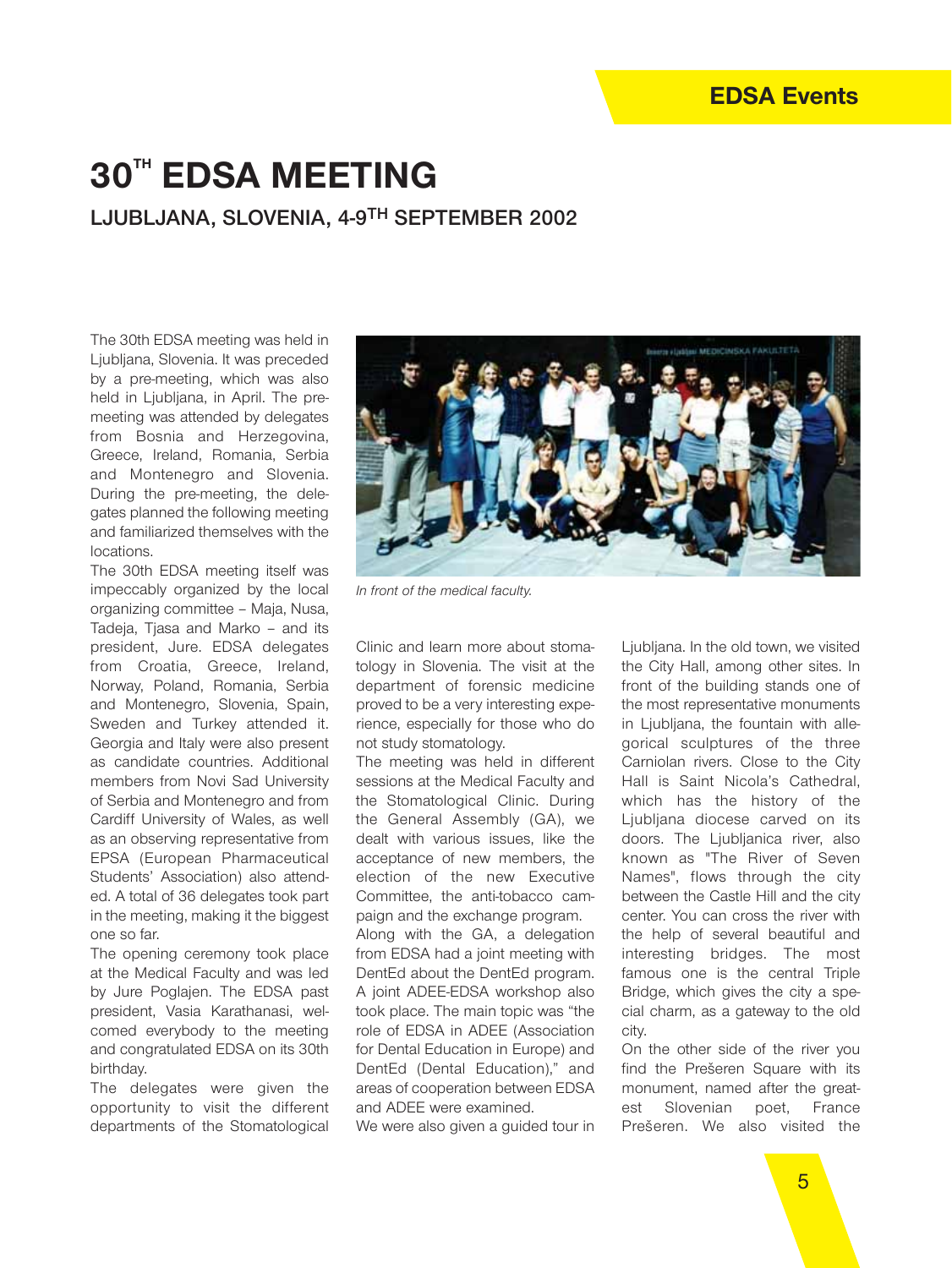# 30^TH^ EDSA MEETING

## LJUBLJANA, SLOVENIA, 4-9TH SEPTEMBER 2002

The 30th EDSA meeting was held in Ljubljana, Slovenia. It was preceded by a pre-meeting, which was also held in Ljubljana, in April. The pre-meeting was attended by delegates from Bosnia and Herzegovina, Greece, Ireland, Romania, Serbia and Montenegro and Slovenia. During the pre-meeting, the delegates planned the following meeting and familiarized themselves with the locations.

The 30th EDSA meeting itself was impeccably organized by the local organizing committee – Maja, Nusa, Tadeja, Tjasa and Marko – and its president, Jure. EDSA delegates from Croatia, Greece, Ireland, Norway, Poland, Romania, Serbia and Montenegro, Slovenia, Spain, Sweden and Turkey attended it. Georgia and Italy were also present as candidate countries. Additional members from Novi Sad University of Serbia and Montenegro and from Cardiff University of Wales, as well as an observing representative from EPSA (European Pharmaceutical Students' Association) also attended. A total of 36 delegates took part in the meeting, making it the biggest one so far.

The opening ceremony took place at the Medical Faculty and was led by Jure Poglajen. The EDSA past president, Vasia Karathanasi, welcomed everybody to the meeting and congratulated EDSA on its 30th birthday.

The delegates were given the opportunity to visit the different departments of the Stomatological Clinic and learn more about stomatology in Slovenia. The visit at the department of forensic medicine proved to be a very interesting experience, especially for those who do not study stomatology.

*In front of the medical faculty.*

The meeting was held in different sessions at the Medical Faculty and the Stomatological Clinic. During the General Assembly (GA), we dealt with various issues, like the acceptance of new members, the election of the new Executive Committee, the anti-tobacco campaign and the exchange program.

Along with the GA, a delegation from EDSA had a joint meeting with DentEd about the DentEd program. A joint ADEE-EDSA workshop also took place. The main topic was "the role of EDSA in ADEE (Association for Dental Education in Europe) and DentEd (Dental Education)," and areas of cooperation between EDSA and ADEE were examined.

We were also given a guided tour in Ljubljana. In the old town, we visited the City Hall, among other sites. In front of the building stands one of the most representative monuments in Ljubljana, the fountain with allegorical sculptures of the three Carniolan rivers. Close to the City Hall is Saint Nicola's Cathedral, which has the history of the Ljubljana diocese carved on its doors. The Ljubljanica river, also known as "The River of Seven Names", flows through the city between the Castle Hill and the city center. You can cross the river with the help of several beautiful and interesting bridges. The most famous one is the central Triple Bridge, which gives the city a special charm, as a gateway to the old city.

On the other side of the river you find the Prešeren Square with its monument, named after the greatest Slovenian poet, France Prešeren. We also visited the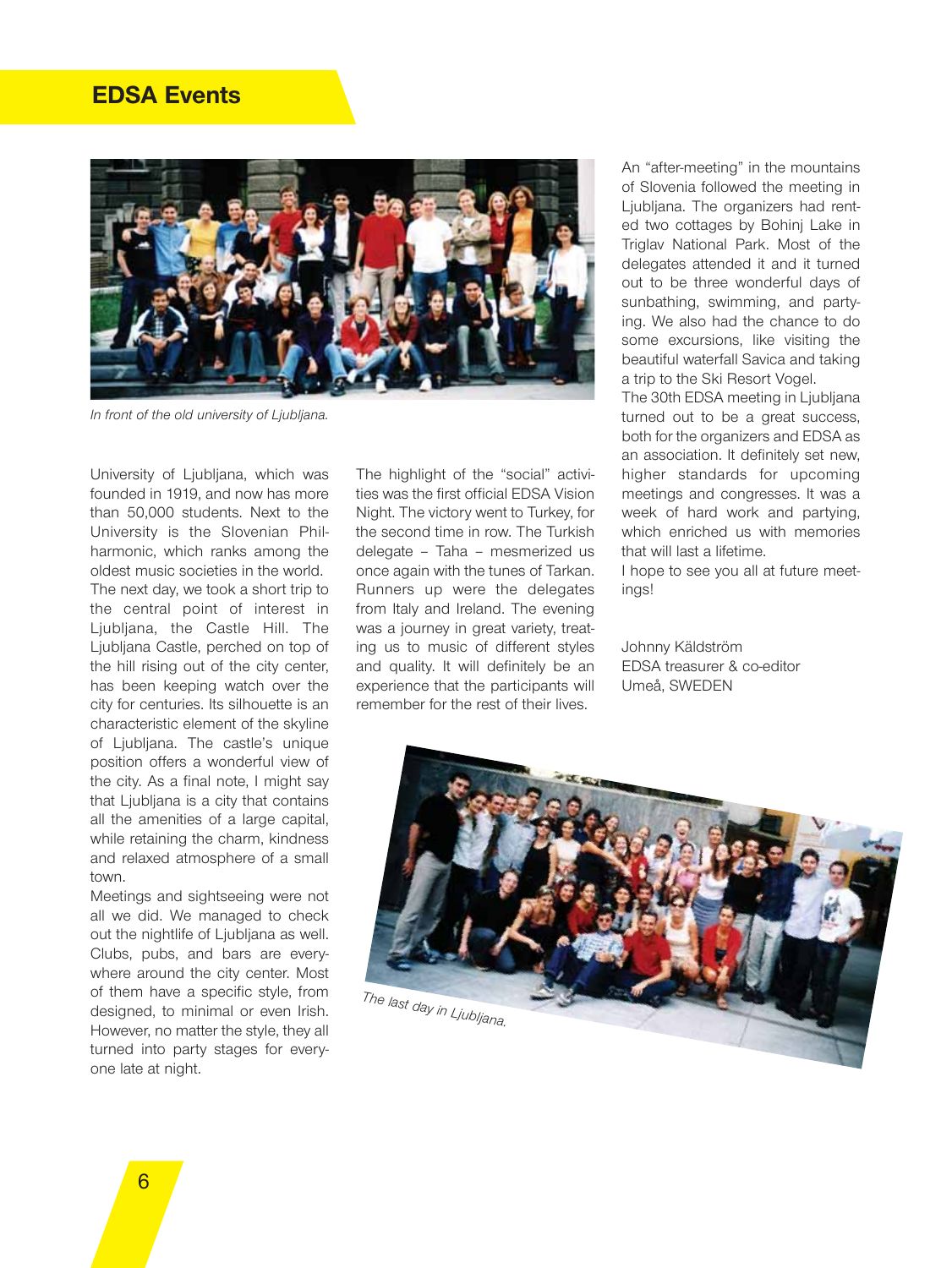## EDSA Events

*In front of the old university of Ljubljana.*

University of Ljubljana, which was founded in 1919, and now has more than 50,000 students. Next to the University is the Slovenian Philharmonic, which ranks among the oldest music societies in the world.

The next day, we took a short trip to the central point of interest in Ljubljana, the Castle Hill. The Ljubljana Castle, perched on top of the hill rising out of the city center, has been keeping watch over the city for centuries. Its silhouette is an characteristic element of the skyline of Ljubljana. The castle's unique position offers a wonderful view of the city. As a final note, I might say that Ljubljana is a city that contains all the amenities of a large capital, while retaining the charm, kindness and relaxed atmosphere of a small town.

Meetings and sightseeing were not all we did. We managed to check out the nightlife of Ljubljana as well. Clubs, pubs, and bars are everywhere around the city center. Most of them have a specific style, from designed, to minimal or even Irish. However, no matter the style, they all turned into party stages for everyone late at night.

The highlight of the "social" activities was the first official EDSA Vision Night. The victory went to Turkey, for the second time in row. The Turkish delegate – Taha – mesmerized us once again with the tunes of Tarkan. Runners up were the delegates from Italy and Ireland. The evening was a journey in great variety, treating us to music of different styles and quality. It will definitely be an experience that the participants will remember for the rest of their lives.

An "after-meeting" in the mountains of Slovenia followed the meeting in Ljubljana. The organizers had rented two cottages by Bohinj Lake in Triglav National Park. Most of the delegates attended it and it turned out to be three wonderful days of sunbathing, swimming, and partying. We also had the chance to do some excursions, like visiting the beautiful waterfall Savica and taking a trip to the Ski Resort Vogel.

The 30th EDSA meeting in Ljubljana turned out to be a great success, both for the organizers and EDSA as an association. It definitely set new, higher standards for upcoming meetings and congresses. It was a week of hard work and partying, which enriched us with memories that will last a lifetime.

I hope to see you all at future meetings!

Johnny Käldström
EDSA treasurer & co-editor
Umeå, SWEDEN

*The last day in Ljubljana.*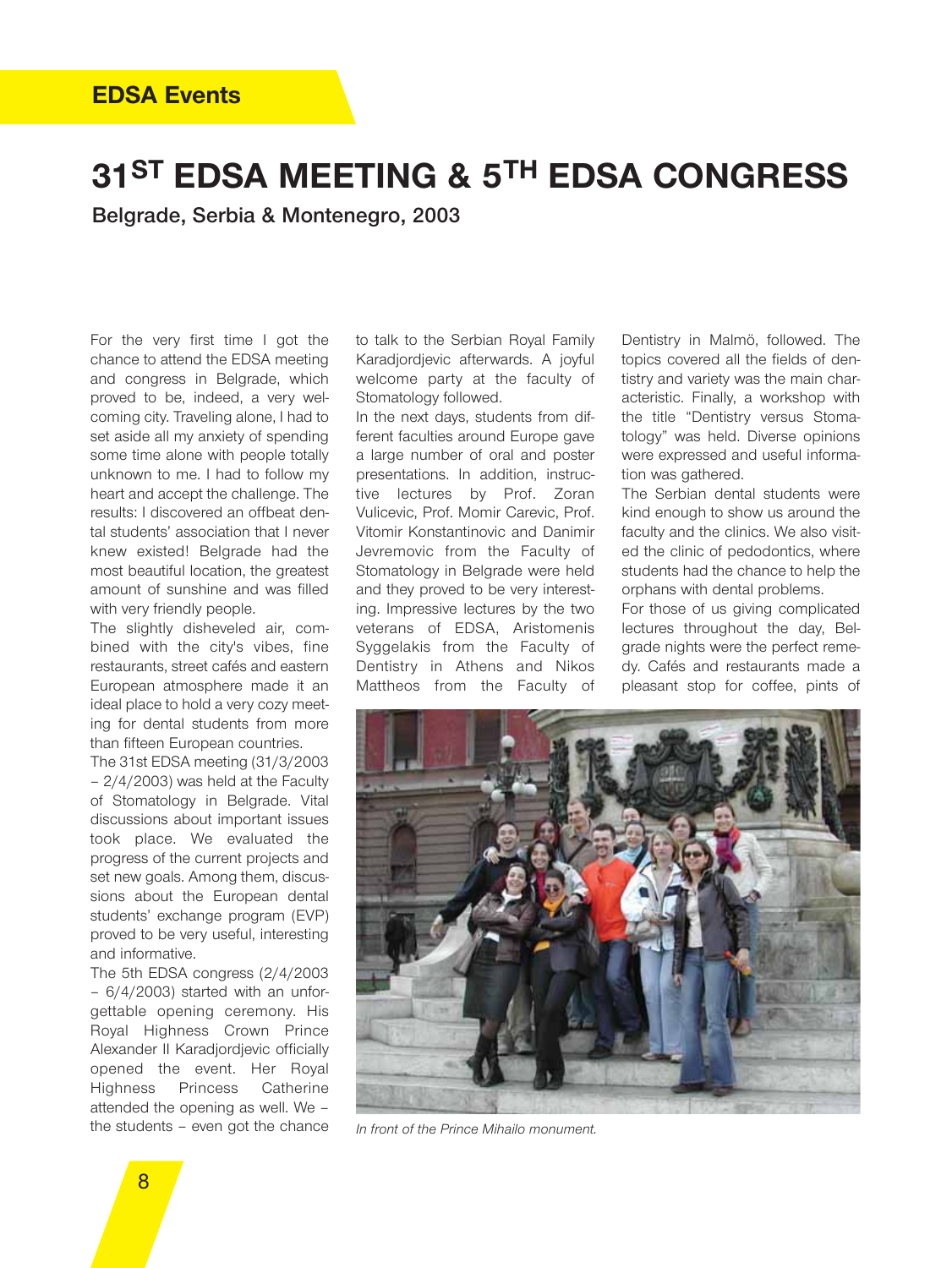# $31^{ST}$ EDSA MEETING & $5^{TH}$ EDSA CONGRESS

**Belgrade, Serbia & Montenegro, 2003**

For the very first time I got the chance to attend the EDSA meeting and congress in Belgrade, which proved to be, indeed, a very welcoming city. Traveling alone, I had to set aside all my anxiety of spending some time alone with people totally unknown to me. I had to follow my heart and accept the challenge. The results: I discovered an offbeat dental students' association that I never knew existed! Belgrade had the most beautiful location, the greatest amount of sunshine and was filled with very friendly people.

The slightly disheveled air, combined with the city's vibes, fine restaurants, street cafés and eastern European atmosphere made it an ideal place to hold a very cozy meeting for dental students from more than fifteen European countries.

The 31st EDSA meeting (31/3/2003 – 2/4/2003) was held at the Faculty of Stomatology in Belgrade. Vital discussions about important issues took place. We evaluated the progress of the current projects and set new goals. Among them, discussions about the European dental students' exchange program (EVP) proved to be very useful, interesting and informative.

The 5th EDSA congress (2/4/2003 – 6/4/2003) started with an unforgettable opening ceremony. His Royal Highness Crown Prince Alexander II Karadjordjevic officially opened the event. Her Royal Highness Princess Catherine attended the opening as well. We – the students – even got the chance to talk to the Serbian Royal Family Karadjordjevic afterwards. A joyful welcome party at the faculty of Stomatology followed.

In the next days, students from different faculties around Europe gave a large number of oral and poster presentations. In addition, instructive lectures by Prof. Zoran Vulicevic, Prof. Momir Carevic, Prof. Vitomir Konstantinovic and Danimir Jevremovic from the Faculty of Stomatology in Belgrade were held and they proved to be very interesting. Impressive lectures by the two veterans of EDSA, Aristomenis Syggelakis from the Faculty of Dentistry in Athens and Nikos Mattheos from the Faculty of Dentistry in Malmö, followed. The topics covered all the fields of dentistry and variety was the main characteristic. Finally, a workshop with the title "Dentistry versus Stomatology" was held. Diverse opinions were expressed and useful information was gathered.

The Serbian dental students were kind enough to show us around the faculty and the clinics. We also visited the clinic of pedodontics, where students had the chance to help the orphans with dental problems.

For those of us giving complicated lectures throughout the day, Belgrade nights were the perfect remedy. Cafés and restaurants made a pleasant stop for coffee, pints of

*In front of the Prince Mihailo monument.*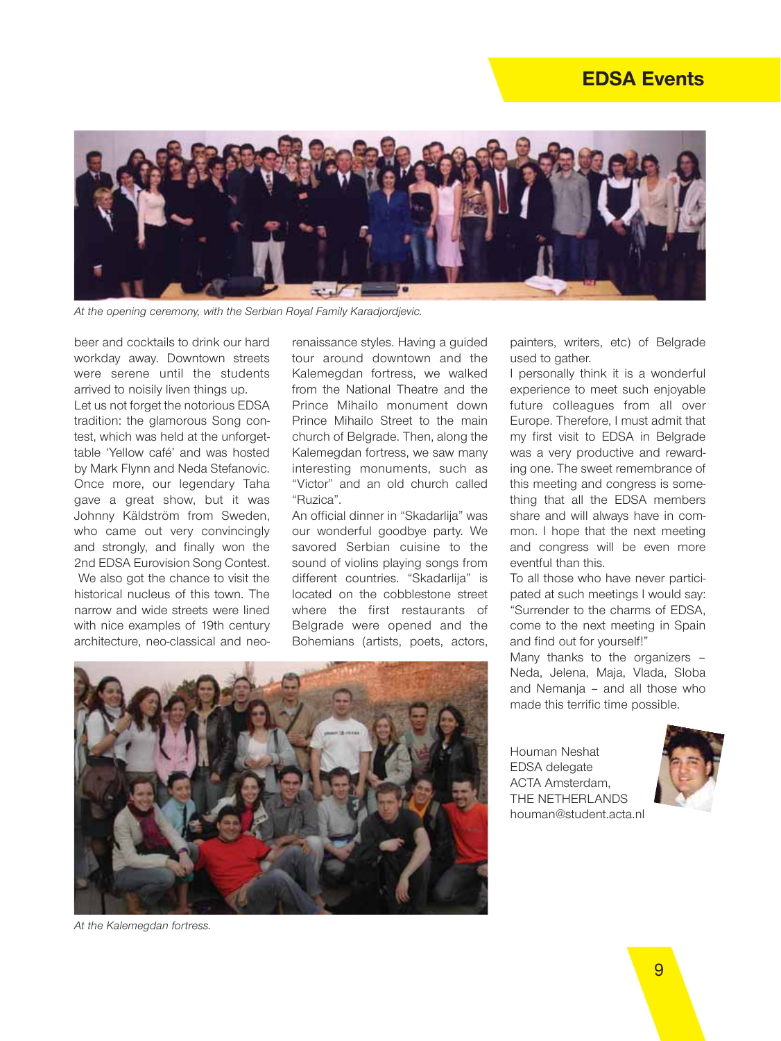At the opening ceremony, with the Serbian Royal Family Karadjordjevic.

beer and cocktails to drink our hard workday away. Downtown streets were serene until the students arrived to noisily liven things up.

Let us not forget the notorious EDSA tradition: the glamorous Song contest, which was held at the unforgettable 'Yellow café' and was hosted by Mark Flynn and Neda Stefanovic. Once more, our legendary Taha gave a great show, but it was Johnny Käldström from Sweden, who came out very convincingly and strongly, and finally won the 2nd EDSA Eurovision Song Contest.

We also got the chance to visit the historical nucleus of this town. The narrow and wide streets were lined with nice examples of 19th century architecture, neo-classical and neo-renaissance styles. Having a guided tour around downtown and the Kalemegdan fortress, we walked from the National Theatre and the Prince Mihailo monument down Prince Mihailo Street to the main church of Belgrade. Then, along the Kalemegdan fortress, we saw many interesting monuments, such as "Victor" and an old church called "Ruzica".

An official dinner in "Skadarlija" was our wonderful goodbye party. We savored Serbian cuisine to the sound of violins playing songs from different countries. "Skadarlija" is located on the cobblestone street where the first restaurants of Belgrade were opened and the Bohemians (artists, poets, actors, painters, writers, etc) of Belgrade used to gather.

I personally think it is a wonderful experience to meet such enjoyable future colleagues from all over Europe. Therefore, I must admit that my first visit to EDSA in Belgrade was a very productive and rewarding one. The sweet remembrance of this meeting and congress is something that all the EDSA members share and will always have in common. I hope that the next meeting and congress will be even more eventful than this.

To all those who have never participated at such meetings I would say: "Surrender to the charms of EDSA, come to the next meeting in Spain and find out for yourself!"

Many thanks to the organizers – Neda, Jelena, Maja, Vlada, Sloba and Nemanja – and all those who made this terrific time possible.

At the Kalemegdan fortress.

Houman Neshat
EDSA delegate
ACTA Amsterdam,
THE NETHERLANDS
houman@student.acta.nl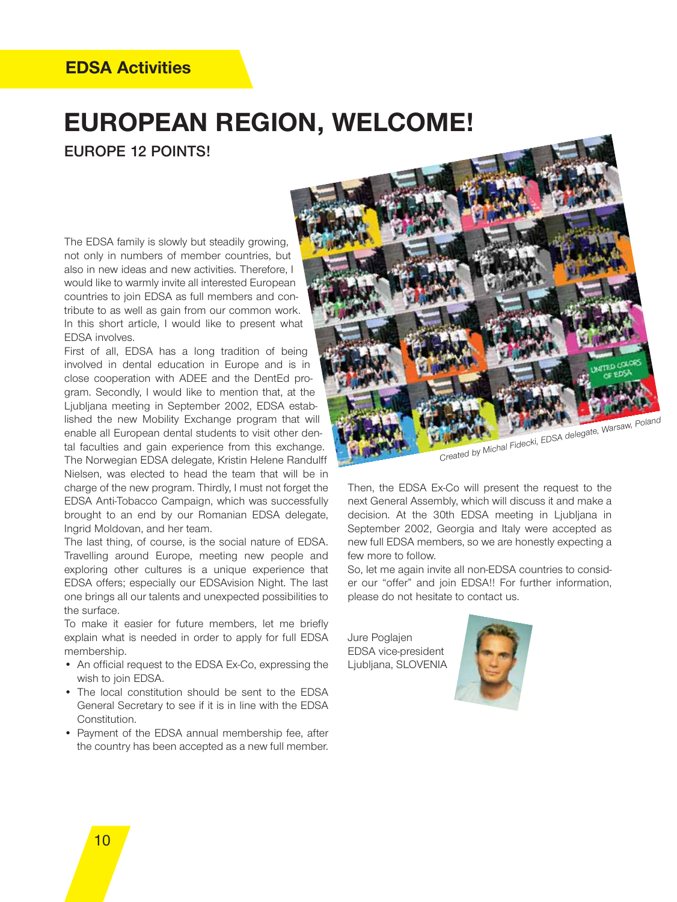# EUROPEAN REGION, WELCOME!

## EUROPE 12 POINTS!

The EDSA family is slowly but steadily growing, not only in numbers of member countries, but also in new ideas and new activities. Therefore, I would like to warmly invite all interested European countries to join EDSA as full members and contribute to as well as gain from our common work. In this short article, I would like to present what EDSA involves.

First of all, EDSA has a long tradition of being involved in dental education in Europe and is in close cooperation with ADEE and the DentEd program. Secondly, I would like to mention that, at the Ljubljana meeting in September 2002, EDSA established the new Mobility Exchange program that will enable all European dental students to visit other dental faculties and gain experience from this exchange. The Norwegian EDSA delegate, Kristin Helene Randulff Nielsen, was elected to head the team that will be in charge of the new program. Thirdly, I must not forget the EDSA Anti-Tobacco Campaign, which was successfully brought to an end by our Romanian EDSA delegate, Ingrid Moldovan, and her team.

The last thing, of course, is the social nature of EDSA. Travelling around Europe, meeting new people and exploring other cultures is a unique experience that EDSA offers; especially our EDSAvision Night. The last one brings all our talents and unexpected possibilities to the surface.

To make it easier for future members, let me briefly explain what is needed in order to apply for full EDSA membership.

- An official request to the EDSA Ex-Co, expressing the wish to join EDSA.
- The local constitution should be sent to the EDSA General Secretary to see if it is in line with the EDSA Constitution.
- Payment of the EDSA annual membership fee, after the country has been accepted as a new full member.

*Created by Michal Fidecki, EDSA delegate, Warsaw, Poland*

Then, the EDSA Ex-Co will present the request to the next General Assembly, which will discuss it and make a decision. At the 30th EDSA meeting in Ljubljana in September 2002, Georgia and Italy were accepted as new full EDSA members, so we are honestly expecting a few more to follow.

So, let me again invite all non-EDSA countries to consider our "offer" and join EDSA!! For further information, please do not hesitate to contact us.

Jure Poglajen
EDSA vice-president
Ljubljana, SLOVENIA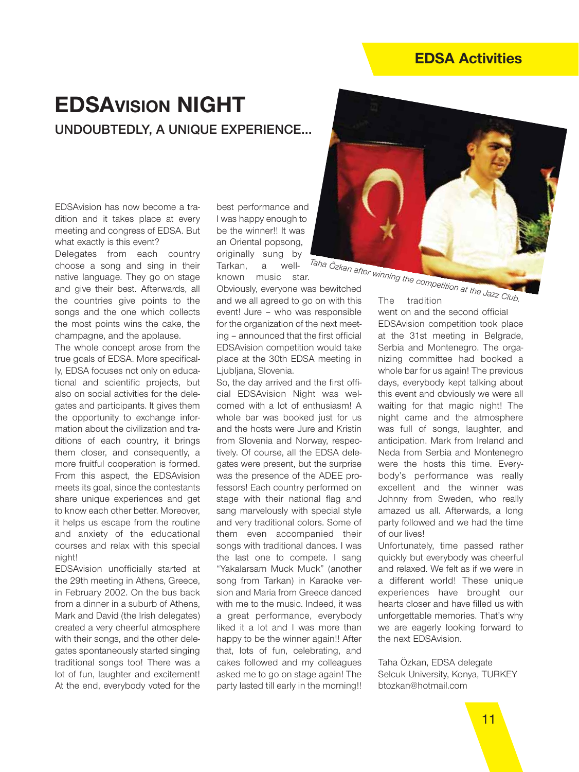# EDSAVISION NIGHT

## UNDOUBTEDLY, A UNIQUE EXPERIENCE...

EDSAvision has now become a tradition and it takes place at every meeting and congress of EDSA. But what exactly is this event?

Delegates from each country choose a song and sing in their native language. They go on stage and give their best. Afterwards, all the countries give points to the songs and the one which collects the most points wins the cake, the champagne, and the applause.

The whole concept arose from the true goals of EDSA. More specifically, EDSA focuses not only on educational and scientific projects, but also on social activities for the delegates and participants. It gives them the opportunity to exchange information about the civilization and traditions of each country, it brings them closer, and consequently, a more fruitful cooperation is formed. From this aspect, the EDSAvision meets its goal, since the contestants share unique experiences and get to know each other better. Moreover, it helps us escape from the routine and anxiety of the educational courses and relax with this special night!

EDSAvision unofficially started at the 29th meeting in Athens, Greece, in February 2002. On the bus back from a dinner in a suburb of Athens, Mark and David (the Irish delegates) created a very cheerful atmosphere with their songs, and the other delegates spontaneously started singing traditional songs too! There was a lot of fun, laughter and excitement! At the end, everybody voted for the best performance and I was happy enough to be the winner!! It was an Oriental popsong, originally sung by Tarkan, a well-known music star.

Obviously, everyone was bewitched and we all agreed to go on with this event! Jure – who was responsible for the organization of the next meeting – announced that the first official EDSAvision competition would take place at the 30th EDSA meeting in Ljubljana, Slovenia.

So, the day arrived and the first official EDSAvision Night was welcomed with a lot of enthusiasm! A whole bar was booked just for us and the hosts were Jure and Kristin from Slovenia and Norway, respectively. Of course, all the EDSA delegates were present, but the surprise was the presence of the ADEE professors! Each country performed on stage with their national flag and sang marvelously with special style and very traditional colors. Some of them even accompanied their songs with traditional dances. I was the last one to compete. I sang "Yakalarsam Muck Muck" (another song from Tarkan) in Karaoke version and Maria from Greece danced with me to the music. Indeed, it was a great performance, everybody liked it a lot and I was more than happy to be the winner again!! After that, lots of fun, celebrating, and cakes followed and my colleagues asked me to go on stage again! The party lasted till early in the morning!!

*Taha Özkan after winning the competition at the Jazz Club.*

The tradition went on and the second official EDSAvision competition took place at the 31st meeting in Belgrade, Serbia and Montenegro. The organizing committee had booked a whole bar for us again! The previous days, everybody kept talking about this event and obviously we were all waiting for that magic night! The night came and the atmosphere was full of songs, laughter, and anticipation. Mark from Ireland and Neda from Serbia and Montenegro were the hosts this time. Everybody's performance was really excellent and the winner was Johnny from Sweden, who really amazed us all. Afterwards, a long party followed and we had the time of our lives!

Unfortunately, time passed rather quickly but everybody was cheerful and relaxed. We felt as if we were in a different world! These unique experiences have brought our hearts closer and have filled us with unforgettable memories. That's why we are eagerly looking forward to the next EDSAvision.

Taha Özkan, EDSA delegate
Selcuk University, Konya, TURKEY
btozkan@hotmail.com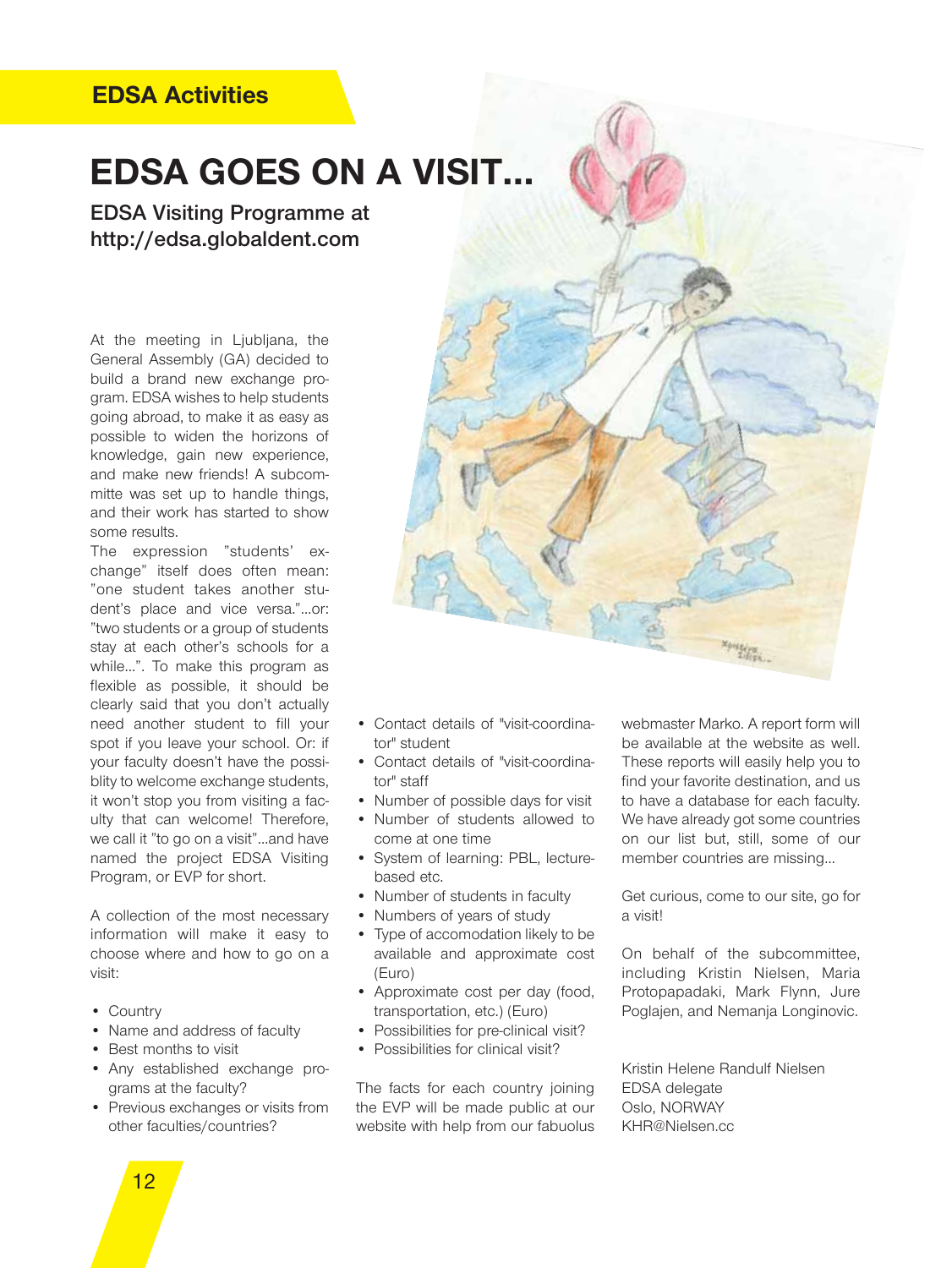EDSA Activities

# EDSA GOES ON A VISIT...

## EDSA Visiting Programme at http://edsa.globaldent.com

At the meeting in Ljubljana, the General Assembly (GA) decided to build a brand new exchange program. EDSA wishes to help students going abroad, to make it as easy as possible to widen the horizons of knowledge, gain new experience, and make new friends! A subcommitte was set up to handle things, and their work has started to show some results.

The expression "students' exchange" itself does often mean: "one student takes another student's place and vice versa."...or: "two students or a group of students stay at each other's schools for a while...". To make this program as flexible as possible, it should be clearly said that you don't actually need another student to fill your spot if you leave your school. Or: if your faculty doesn't have the possiblity to welcome exchange students, it won't stop you from visiting a faculty that can welcome! Therefore, we call it "to go on a visit"...and have named the project EDSA Visiting Program, or EVP for short.

A collection of the most necessary information will make it easy to choose where and how to go on a visit:

- Country
- Name and address of faculty
- Best months to visit
- Any established exchange programs at the faculty?
- Previous exchanges or visits from other faculties/countries?
- Contact details of "visit-coordinator" student
- Contact details of "visit-coordinator" staff
- Number of possible days for visit
- Number of students allowed to come at one time
- System of learning: PBL, lecture-based etc.
- Number of students in faculty
- Numbers of years of study
- Type of accomodation likely to be available and approximate cost (Euro)
- Approximate cost per day (food, transportation, etc.) (Euro)
- Possibilities for pre-clinical visit?
- Possibilities for clinical visit?

The facts for each country joining the EVP will be made public at our website with help from our fabuolus webmaster Marko. A report form will be available at the website as well. These reports will easily help you to find your favorite destination, and us to have a database for each faculty. We have already got some countries on our list but, still, some of our member countries are missing...

Get curious, come to our site, go for a visit!

On behalf of the subcommittee, including Kristin Nielsen, Maria Protopapadaki, Mark Flynn, Jure Poglajen, and Nemanja Longinovic.

Kristin Helene Randulf Nielsen
EDSA delegate
Oslo, NORWAY
KHR@Nielsen.cc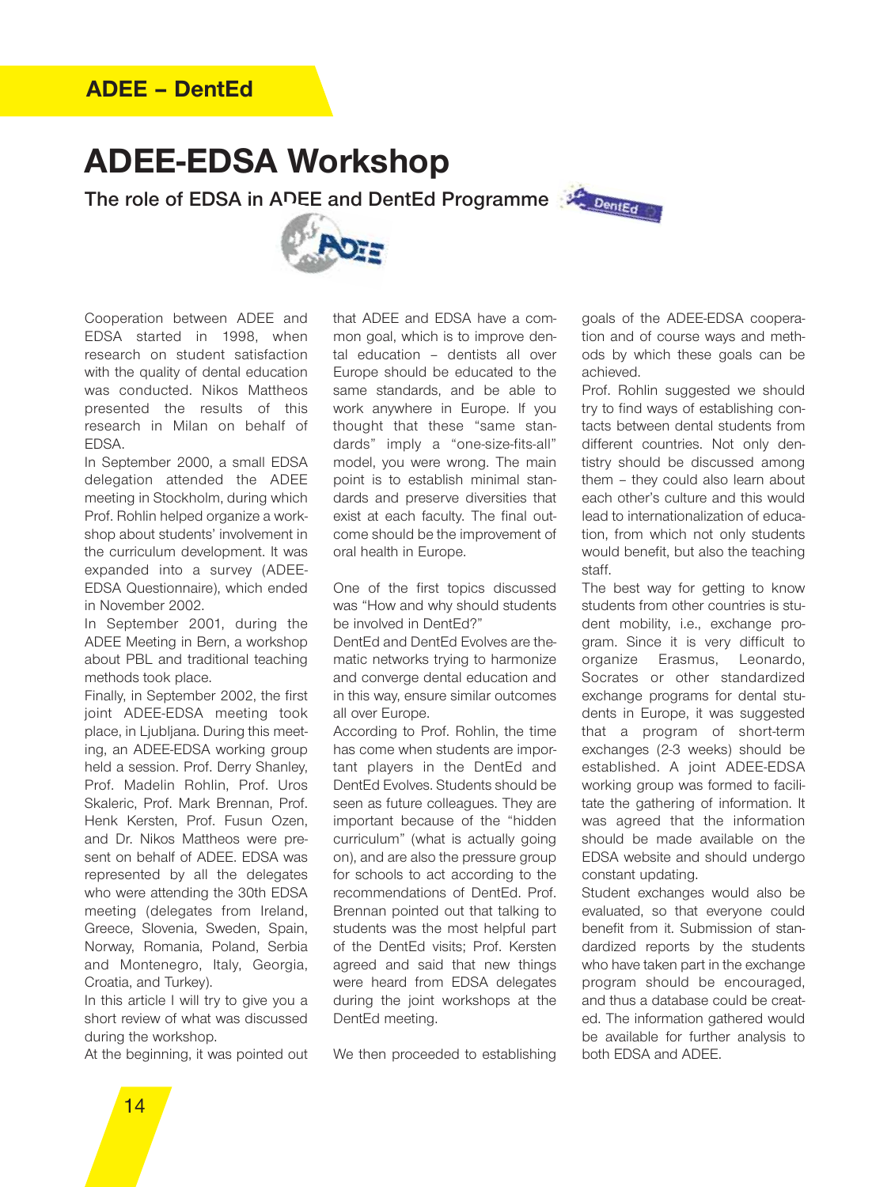## ADEE – DentEd

# ADEE-EDSA Workshop

### The role of EDSA in ADEE and DentEd Programme

Cooperation between ADEE and EDSA started in 1998, when research on student satisfaction with the quality of dental education was conducted. Nikos Mattheos presented the results of this research in Milan on behalf of EDSA.

In September 2000, a small EDSA delegation attended the ADEE meeting in Stockholm, during which Prof. Rohlin helped organize a workshop about students' involvement in the curriculum development. It was expanded into a survey (ADEE-EDSA Questionnaire), which ended in November 2002.

In September 2001, during the ADEE Meeting in Bern, a workshop about PBL and traditional teaching methods took place.

Finally, in September 2002, the first joint ADEE-EDSA meeting took place, in Ljubljana. During this meeting, an ADEE-EDSA working group held a session. Prof. Derry Shanley, Prof. Madelin Rohlin, Prof. Uros Skaleric, Prof. Mark Brennan, Prof. Henk Kersten, Prof. Fusun Ozen, and Dr. Nikos Mattheos were present on behalf of ADEE. EDSA was represented by all the delegates who were attending the 30th EDSA meeting (delegates from Ireland, Greece, Slovenia, Sweden, Spain, Norway, Romania, Poland, Serbia and Montenegro, Italy, Georgia, Croatia, and Turkey).

In this article I will try to give you a short review of what was discussed during the workshop.

At the beginning, it was pointed out that ADEE and EDSA have a common goal, which is to improve dental education – dentists all over Europe should be educated to the same standards, and be able to work anywhere in Europe. If you thought that these "same standards" imply a "one-size-fits-all" model, you were wrong. The main point is to establish minimal standards and preserve diversities that exist at each faculty. The final outcome should be the improvement of oral health in Europe.

One of the first topics discussed was "How and why should students be involved in DentEd?"

DentEd and DentEd Evolves are thematic networks trying to harmonize and converge dental education and in this way, ensure similar outcomes all over Europe.

According to Prof. Rohlin, the time has come when students are important players in the DentEd and DentEd Evolves. Students should be seen as future colleagues. They are important because of the "hidden curriculum" (what is actually going on), and are also the pressure group for schools to act according to the recommendations of DentEd. Prof. Brennan pointed out that talking to students was the most helpful part of the DentEd visits; Prof. Kersten agreed and said that new things were heard from EDSA delegates during the joint workshops at the DentEd meeting.

We then proceeded to establishing goals of the ADEE-EDSA cooperation and of course ways and methods by which these goals can be achieved.

Prof. Rohlin suggested we should try to find ways of establishing contacts between dental students from different countries. Not only dentistry should be discussed among them – they could also learn about each other's culture and this would lead to internationalization of education, from which not only students would benefit, but also the teaching staff.

The best way for getting to know students from other countries is student mobility, i.e., exchange program. Since it is very difficult to organize Erasmus, Leonardo, Socrates or other standardized exchange programs for dental students in Europe, it was suggested that a program of short-term exchanges (2-3 weeks) should be established. A joint ADEE-EDSA working group was formed to facilitate the gathering of information. It was agreed that the information should be made available on the EDSA website and should undergo constant updating.

Student exchanges would also be evaluated, so that everyone could benefit from it. Submission of standardized reports by the students who have taken part in the exchange program should be encouraged, and thus a database could be created. The information gathered would be available for further analysis to both EDSA and ADEE.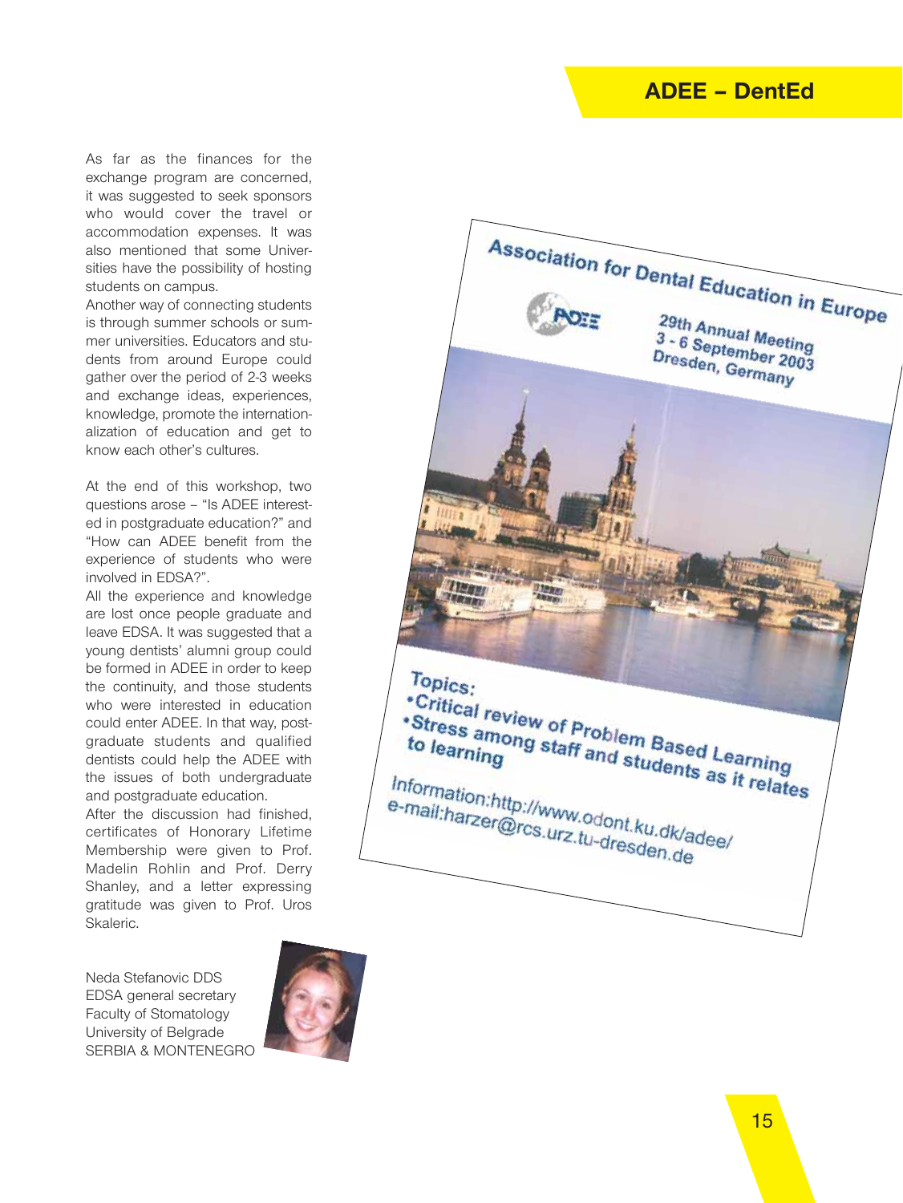As far as the finances for the exchange program are concerned, it was suggested to seek sponsors who would cover the travel or accommodation expenses. It was also mentioned that some Universities have the possibility of hosting students on campus.

Another way of connecting students is through summer schools or summer universities. Educators and students from around Europe could gather over the period of 2-3 weeks and exchange ideas, experiences, knowledge, promote the internationalization of education and get to know each other's cultures.

At the end of this workshop, two questions arose – "Is ADEE interested in postgraduate education?" and "How can ADEE benefit from the experience of students who were involved in EDSA?".

All the experience and knowledge are lost once people graduate and leave EDSA. It was suggested that a young dentists' alumni group could be formed in ADEE in order to keep the continuity, and those students who were interested in education could enter ADEE. In that way, postgraduate students and qualified dentists could help the ADEE with the issues of both undergraduate and postgraduate education.

After the discussion had finished, certificates of Honorary Lifetime Membership were given to Prof. Madelin Rohlin and Prof. Derry Shanley, and a letter expressing gratitude was given to Prof. Uros Skaleric.

Neda Stefanovic DDS
EDSA general secretary
Faculty of Stomatology
University of Belgrade
SERBIA & MONTENEGRO

**Association for Dental Education in Europe**

ADEE

29th Annual Meeting
3 - 6 September 2003
Dresden, Germany

**Topics:**

- Critical review of Problem Based Learning
- Stress among staff and students as it relates to learning

Information: http://www.odont.ku.dk/adee/
e-mail: harzer@rcs.urz.tu-dresden.de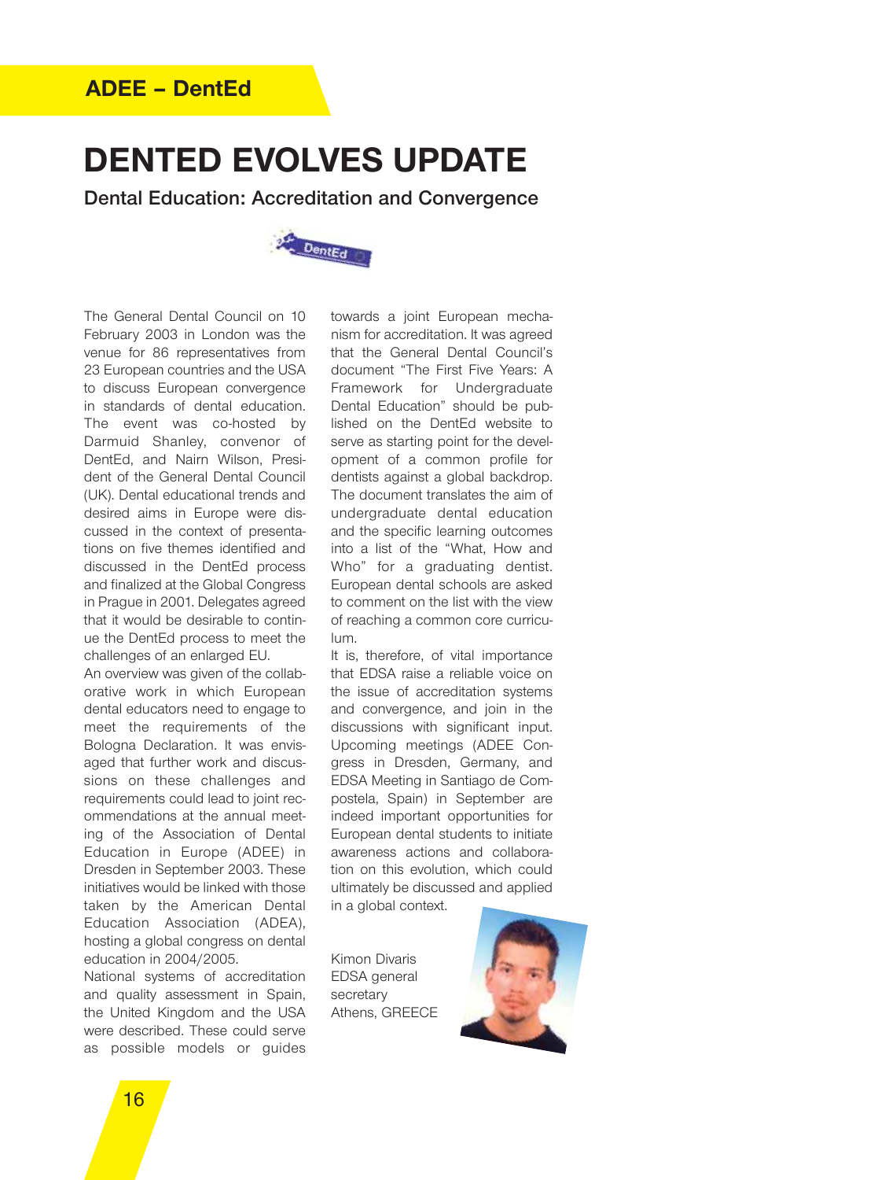ADEE – DentEd

# DENTED EVOLVES UPDATE

## Dental Education: Accreditation and Convergence

The General Dental Council on 10 February 2003 in London was the venue for 86 representatives from 23 European countries and the USA to discuss European convergence in standards of dental education. The event was co-hosted by Darmuid Shanley, convenor of DentEd, and Nairn Wilson, President of the General Dental Council (UK). Dental educational trends and desired aims in Europe were discussed in the context of presentations on five themes identified and discussed in the DentEd process and finalized at the Global Congress in Prague in 2001. Delegates agreed that it would be desirable to continue the DentEd process to meet the challenges of an enlarged EU.

An overview was given of the collaborative work in which European dental educators need to engage to meet the requirements of the Bologna Declaration. It was envisaged that further work and discussions on these challenges and requirements could lead to joint recommendations at the annual meeting of the Association of Dental Education in Europe (ADEE) in Dresden in September 2003. These initiatives would be linked with those taken by the American Dental Education Association (ADEA), hosting a global congress on dental education in 2004/2005.

National systems of accreditation and quality assessment in Spain, the United Kingdom and the USA were described. These could serve as possible models or guides towards a joint European mechanism for accreditation. It was agreed that the General Dental Council's document "The First Five Years: A Framework for Undergraduate Dental Education" should be published on the DentEd website to serve as starting point for the development of a common profile for dentists against a global backdrop. The document translates the aim of undergraduate dental education and the specific learning outcomes into a list of the "What, How and Who" for a graduating dentist. European dental schools are asked to comment on the list with the view of reaching a common core curriculum.

It is, therefore, of vital importance that EDSA raise a reliable voice on the issue of accreditation systems and convergence, and join in the discussions with significant input. Upcoming meetings (ADEE Congress in Dresden, Germany, and EDSA Meeting in Santiago de Compostela, Spain) in September are indeed important opportunities for European dental students to initiate awareness actions and collaboration on this evolution, which could ultimately be discussed and applied in a global context.

Kimon Divaris
EDSA general secretary
Athens, GREECE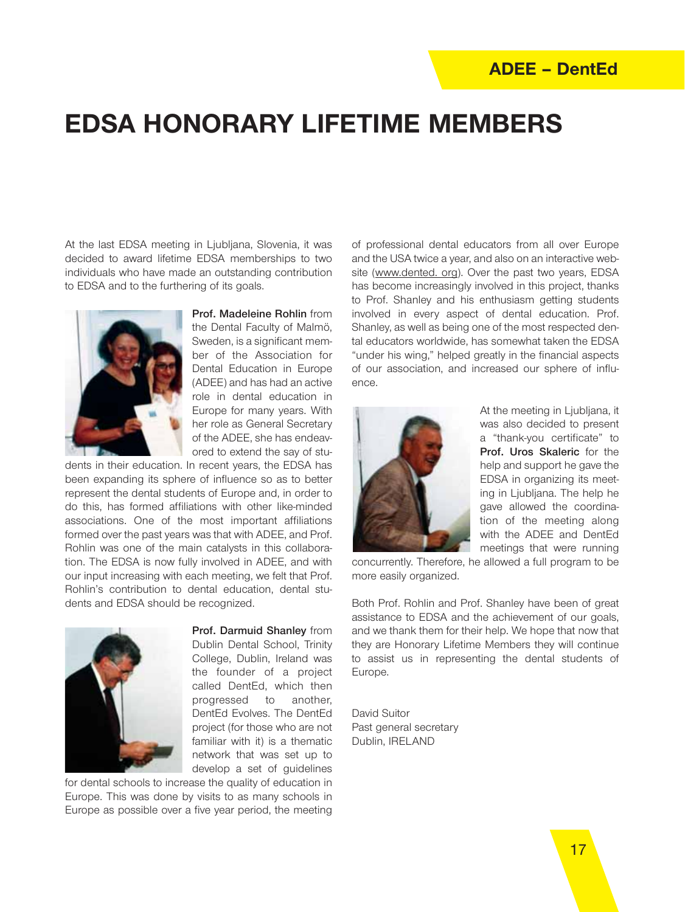# EDSA HONORARY LIFETIME MEMBERS

At the last EDSA meeting in Ljubljana, Slovenia, it was decided to award lifetime EDSA memberships to two individuals who have made an outstanding contribution to EDSA and to the furthering of its goals.

**Prof. Madeleine Rohlin** from the Dental Faculty of Malmö, Sweden, is a significant member of the Association for Dental Education in Europe (ADEE) and has had an active role in dental education in Europe for many years. With her role as General Secretary of the ADEE, she has endeavored to extend the say of students in their education. In recent years, the EDSA has been expanding its sphere of influence so as to better represent the dental students of Europe and, in order to do this, has formed affiliations with other like-minded associations. One of the most important affiliations formed over the past years was that with ADEE, and Prof. Rohlin was one of the main catalysts in this collaboration. The EDSA is now fully involved in ADEE, and with our input increasing with each meeting, we felt that Prof. Rohlin's contribution to dental education, dental students and EDSA should be recognized.

**Prof. Darmuid Shanley** from Dublin Dental School, Trinity College, Dublin, Ireland was the founder of a project called DentEd, which then progressed to another, DentEd Evolves. The DentEd project (for those who are not familiar with it) is a thematic network that was set up to develop a set of guidelines for dental schools to increase the quality of education in Europe. This was done by visits to as many schools in Europe as possible over a five year period, the meeting of professional dental educators from all over Europe and the USA twice a year, and also on an interactive website (www.dented. org). Over the past two years, EDSA has become increasingly involved in this project, thanks to Prof. Shanley and his enthusiasm getting students involved in every aspect of dental education. Prof. Shanley, as well as being one of the most respected dental educators worldwide, has somewhat taken the EDSA "under his wing," helped greatly in the financial aspects of our association, and increased our sphere of influence.

At the meeting in Ljubljana, it was also decided to present a "thank-you certificate" to **Prof. Uros Skaleric** for the help and support he gave the EDSA in organizing its meeting in Ljubljana. The help he gave allowed the coordination of the meeting along with the ADEE and DentEd meetings that were running concurrently. Therefore, he allowed a full program to be more easily organized.

Both Prof. Rohlin and Prof. Shanley have been of great assistance to EDSA and the achievement of our goals, and we thank them for their help. We hope that now that they are Honorary Lifetime Members they will continue to assist us in representing the dental students of Europe.

David Suitor
Past general secretary
Dublin, IRELAND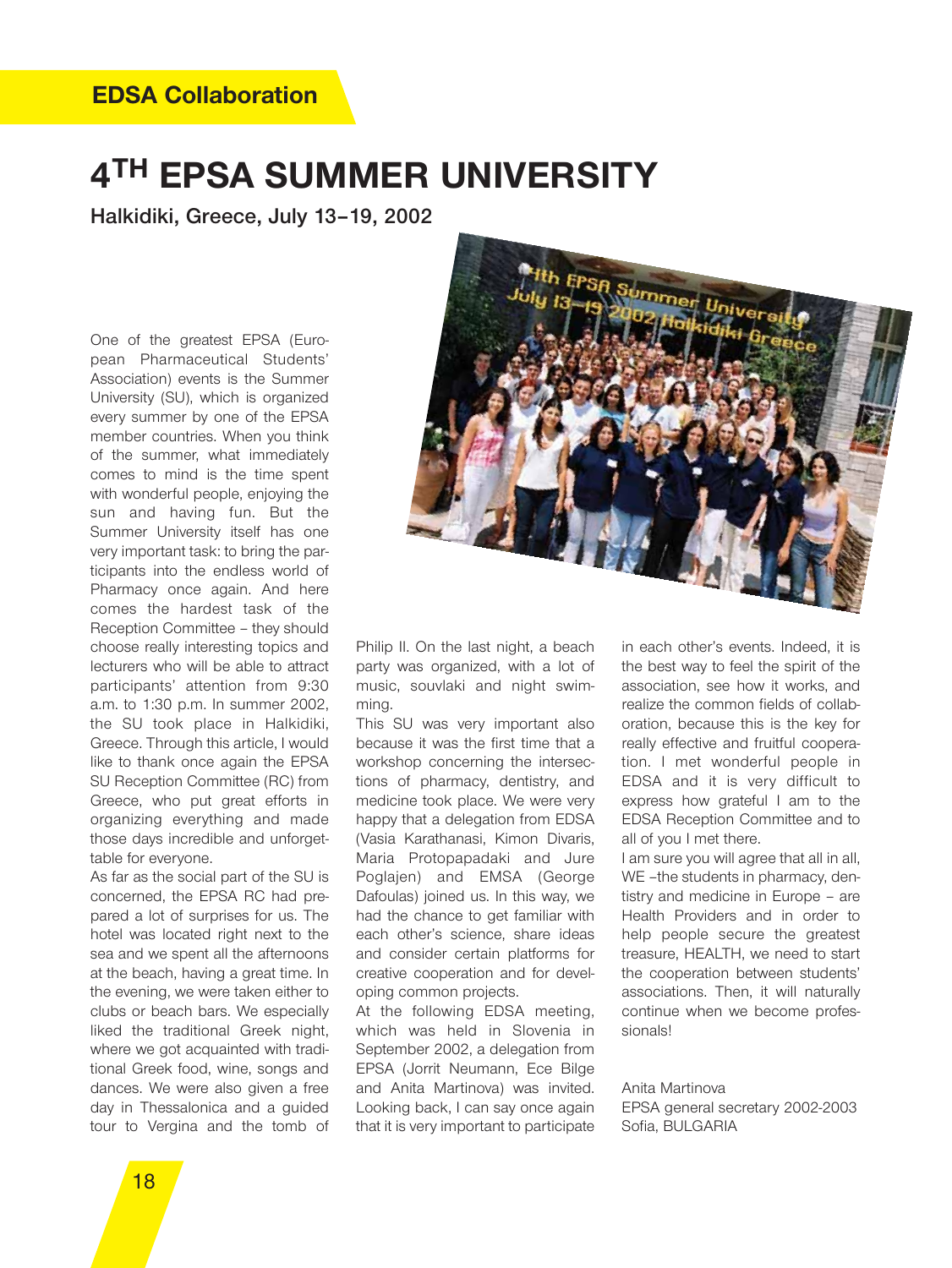EDSA Collaboration

# 4TH EPSA SUMMER UNIVERSITY

**Halkidiki, Greece, July 13–19, 2002**

One of the greatest EPSA (European Pharmaceutical Students' Association) events is the Summer University (SU), which is organized every summer by one of the EPSA member countries. When you think of the summer, what immediately comes to mind is the time spent with wonderful people, enjoying the sun and having fun. But the Summer University itself has one very important task: to bring the participants into the endless world of Pharmacy once again. And here comes the hardest task of the Reception Committee – they should choose really interesting topics and lecturers who will be able to attract participants' attention from 9:30 a.m. to 1:30 p.m. In summer 2002, the SU took place in Halkidiki, Greece. Through this article, I would like to thank once again the EPSA SU Reception Committee (RC) from Greece, who put great efforts in organizing everything and made those days incredible and unforgettable for everyone.

As far as the social part of the SU is concerned, the EPSA RC had prepared a lot of surprises for us. The hotel was located right next to the sea and we spent all the afternoons at the beach, having a great time. In the evening, we were taken either to clubs or beach bars. We especially liked the traditional Greek night, where we got acquainted with traditional Greek food, wine, songs and dances. We were also given a free day in Thessalonica and a guided tour to Vergina and the tomb of Philip II. On the last night, a beach party was organized, with a lot of music, souvlaki and night swimming.

This SU was very important also because it was the first time that a workshop concerning the intersections of pharmacy, dentistry, and medicine took place. We were very happy that a delegation from EDSA (Vasia Karathanasi, Kimon Divaris, Maria Protopapadaki and Jure Poglajen) and EMSA (George Dafoulas) joined us. In this way, we had the chance to get familiar with each other's science, share ideas and consider certain platforms for creative cooperation and for developing common projects.

At the following EDSA meeting, which was held in Slovenia in September 2002, a delegation from EPSA (Jorrit Neumann, Ece Bilge and Anita Martinova) was invited. Looking back, I can say once again that it is very important to participate in each other's events. Indeed, it is the best way to feel the spirit of the association, see how it works, and realize the common fields of collaboration, because this is the key for really effective and fruitful cooperation. I met wonderful people in EDSA and it is very difficult to express how grateful I am to the EDSA Reception Committee and to all of you I met there.

I am sure you will agree that all in all, WE –the students in pharmacy, dentistry and medicine in Europe – are Health Providers and in order to help people secure the greatest treasure, HEALTH, we need to start the cooperation between students' associations. Then, it will naturally continue when we become professionals!

Anita Martinova
EPSA general secretary 2002-2003
Sofia, BULGARIA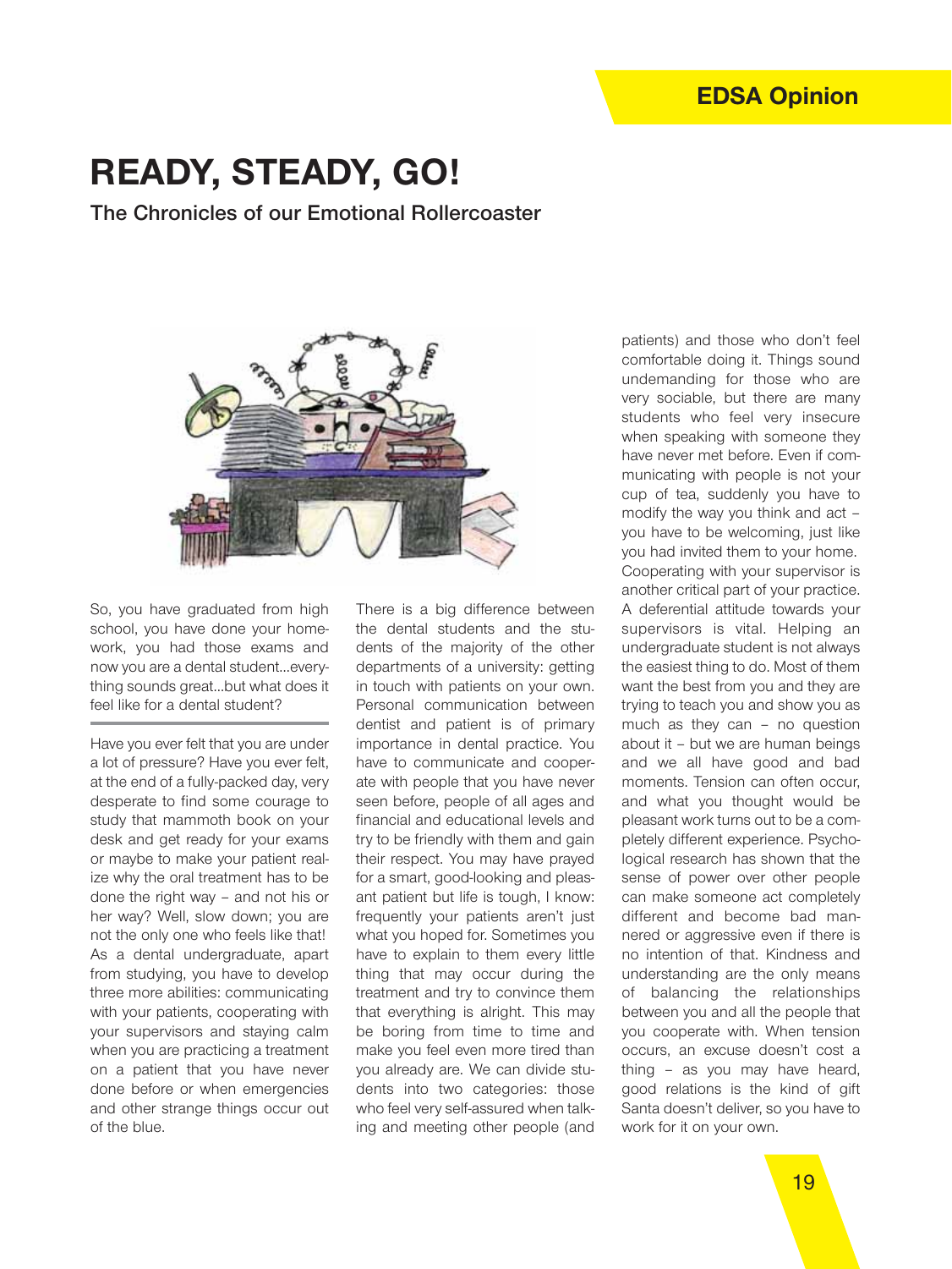EDSA Opinion

# READY, STEADY, GO!

## The Chronicles of our Emotional Rollercoaster

So, you have graduated from high school, you have done your homework, you had those exams and now you are a dental student...everything sounds great...but what does it feel like for a dental student?

Have you ever felt that you are under a lot of pressure? Have you ever felt, at the end of a fully-packed day, very desperate to find some courage to study that mammoth book on your desk and get ready for your exams or maybe to make your patient realize why the oral treatment has to be done the right way – and not his or her way? Well, slow down; you are not the only one who feels like that! As a dental undergraduate, apart from studying, you have to develop three more abilities: communicating with your patients, cooperating with your supervisors and staying calm when you are practicing a treatment on a patient that you have never done before or when emergencies and other strange things occur out of the blue.

There is a big difference between the dental students and the students of the majority of the other departments of a university: getting in touch with patients on your own. Personal communication between dentist and patient is of primary importance in dental practice. You have to communicate and cooperate with people that you have never seen before, people of all ages and financial and educational levels and try to be friendly with them and gain their respect. You may have prayed for a smart, good-looking and pleasant patient but life is tough, I know: frequently your patients aren't just what you hoped for. Sometimes you have to explain to them every little thing that may occur during the treatment and try to convince them that everything is alright. This may be boring from time to time and make you feel even more tired than you already are. We can divide students into two categories: those who feel very self-assured when talking and meeting other people (and patients) and those who don't feel comfortable doing it. Things sound undemanding for those who are very sociable, but there are many students who feel very insecure when speaking with someone they have never met before. Even if communicating with people is not your cup of tea, suddenly you have to modify the way you think and act – you have to be welcoming, just like you had invited them to your home. Cooperating with your supervisor is another critical part of your practice. A deferential attitude towards your supervisors is vital. Helping an undergraduate student is not always the easiest thing to do. Most of them want the best from you and they are trying to teach you and show you as much as they can – no question about it – but we are human beings and we all have good and bad moments. Tension can often occur, and what you thought would be pleasant work turns out to be a completely different experience. Psychological research has shown that the sense of power over other people can make someone act completely different and become bad mannered or aggressive even if there is no intention of that. Kindness and understanding are the only means of balancing the relationships between you and all the people that you cooperate with. When tension occurs, an excuse doesn't cost a thing – as you may have heard, good relations is the kind of gift Santa doesn't deliver, so you have to work for it on your own.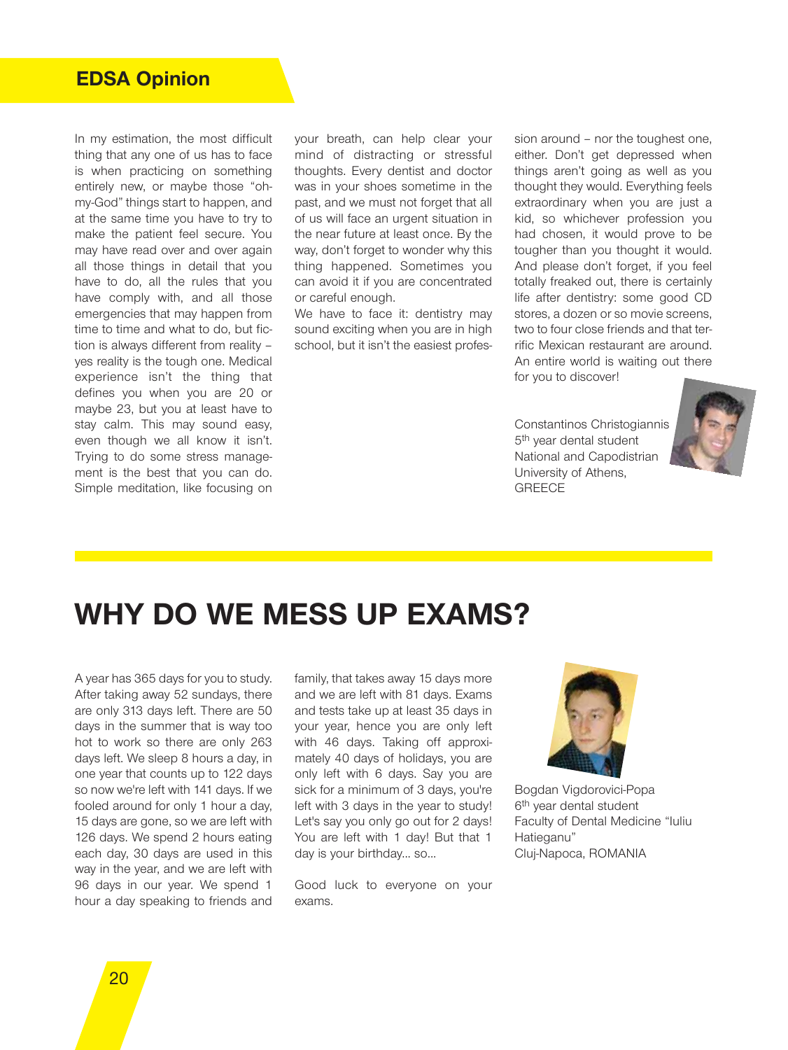## EDSA Opinion

In my estimation, the most difficult thing that any one of us has to face is when practicing on something entirely new, or maybe those "oh-my-God" things start to happen, and at the same time you have to try to make the patient feel secure. You may have read over and over again all those things in detail that you have to do, all the rules that you have comply with, and all those emergencies that may happen from time to time and what to do, but fiction is always different from reality – yes reality is the tough one. Medical experience isn't the thing that defines you when you are 20 or maybe 23, but you at least have to stay calm. This may sound easy, even though we all know it isn't. Trying to do some stress management is the best that you can do. Simple meditation, like focusing on your breath, can help clear your mind of distracting or stressful thoughts. Every dentist and doctor was in your shoes sometime in the past, and we must not forget that all of us will face an urgent situation in the near future at least once. By the way, don't forget to wonder why this thing happened. Sometimes you can avoid it if you are concentrated or careful enough.

We have to face it: dentistry may sound exciting when you are in high school, but it isn't the easiest profession around – nor the toughest one, either. Don't get depressed when things aren't going as well as you thought they would. Everything feels extraordinary when you are just a kid, so whichever profession you had chosen, it would prove to be tougher than you thought it would. And please don't forget, if you feel totally freaked out, there is certainly life after dentistry: some good CD stores, a dozen or so movie screens, two to four close friends and that terrific Mexican restaurant are around. An entire world is waiting out there for you to discover!

Constantinos Christogiannis
5th year dental student
National and Capodistrian University of Athens,
GREECE

# WHY DO WE MESS UP EXAMS?

A year has 365 days for you to study. After taking away 52 sundays, there are only 313 days left. There are 50 days in the summer that is way too hot to work so there are only 263 days left. We sleep 8 hours a day, in one year that counts up to 122 days so now we're left with 141 days. If we fooled around for only 1 hour a day, 15 days are gone, so we are left with 126 days. We spend 2 hours eating each day, 30 days are used in this way in the year, and we are left with 96 days in our year. We spend 1 hour a day speaking to friends and family, that takes away 15 days more and we are left with 81 days. Exams and tests take up at least 35 days in your year, hence you are only left with 46 days. Taking off approximately 40 days of holidays, you are only left with 6 days. Say you are sick for a minimum of 3 days, you're left with 3 days in the year to study! Let's say you only go out for 2 days! You are left with 1 day! But that 1 day is your birthday... so...

Good luck to everyone on your exams.

Bogdan Vigdorovici-Popa
6th year dental student
Faculty of Dental Medicine "Iuliu Hatieganu"
Cluj-Napoca, ROMANIA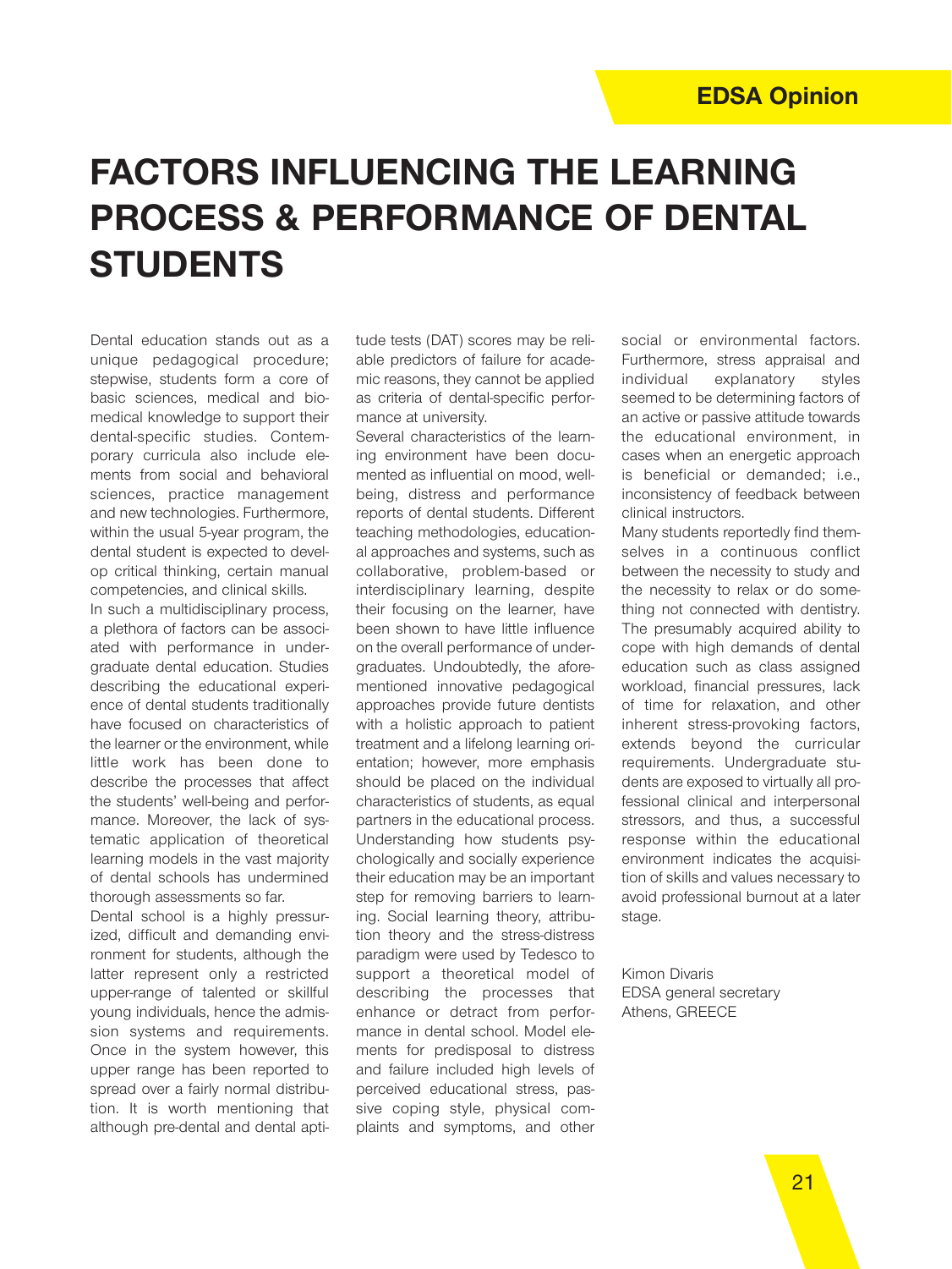EDSA Opinion

# FACTORS INFLUENCING THE LEARNING PROCESS & PERFORMANCE OF DENTAL STUDENTS

Dental education stands out as a unique pedagogical procedure; stepwise, students form a core of basic sciences, medical and biomedical knowledge to support their dental-specific studies. Contemporary curricula also include elements from social and behavioral sciences, practice management and new technologies. Furthermore, within the usual 5-year program, the dental student is expected to develop critical thinking, certain manual competencies, and clinical skills.

In such a multidisciplinary process, a plethora of factors can be associated with performance in undergraduate dental education. Studies describing the educational experience of dental students traditionally have focused on characteristics of the learner or the environment, while little work has been done to describe the processes that affect the students' well-being and performance. Moreover, the lack of systematic application of theoretical learning models in the vast majority of dental schools has undermined thorough assessments so far.

Dental school is a highly pressurized, difficult and demanding environment for students, although the latter represent only a restricted upper-range of talented or skillful young individuals, hence the admission systems and requirements. Once in the system however, this upper range has been reported to spread over a fairly normal distribution. It is worth mentioning that although pre-dental and dental aptitude tests (DAT) scores may be reliable predictors of failure for academic reasons, they cannot be applied as criteria of dental-specific performance at university.

Several characteristics of the learning environment have been documented as influential on mood, well-being, distress and performance reports of dental students. Different teaching methodologies, educational approaches and systems, such as collaborative, problem-based or interdisciplinary learning, despite their focusing on the learner, have been shown to have little influence on the overall performance of undergraduates. Undoubtedly, the aforementioned innovative pedagogical approaches provide future dentists with a holistic approach to patient treatment and a lifelong learning orientation; however, more emphasis should be placed on the individual characteristics of students, as equal partners in the educational process. Understanding how students psychologically and socially experience their education may be an important step for removing barriers to learning. Social learning theory, attribution theory and the stress-distress paradigm were used by Tedesco to support a theoretical model of describing the processes that enhance or detract from performance in dental school. Model elements for predisposal to distress and failure included high levels of perceived educational stress, passive coping style, physical complaints and symptoms, and other social or environmental factors. Furthermore, stress appraisal and individual explanatory styles seemed to be determining factors of an active or passive attitude towards the educational environment, in cases when an energetic approach is beneficial or demanded; i.e., inconsistency of feedback between clinical instructors.

Many students reportedly find themselves in a continuous conflict between the necessity to study and the necessity to relax or do something not connected with dentistry. The presumably acquired ability to cope with high demands of dental education such as class assigned workload, financial pressures, lack of time for relaxation, and other inherent stress-provoking factors, extends beyond the curricular requirements. Undergraduate students are exposed to virtually all professional clinical and interpersonal stressors, and thus, a successful response within the educational environment indicates the acquisition of skills and values necessary to avoid professional burnout at a later stage.

Kimon Divaris
EDSA general secretary
Athens, GREECE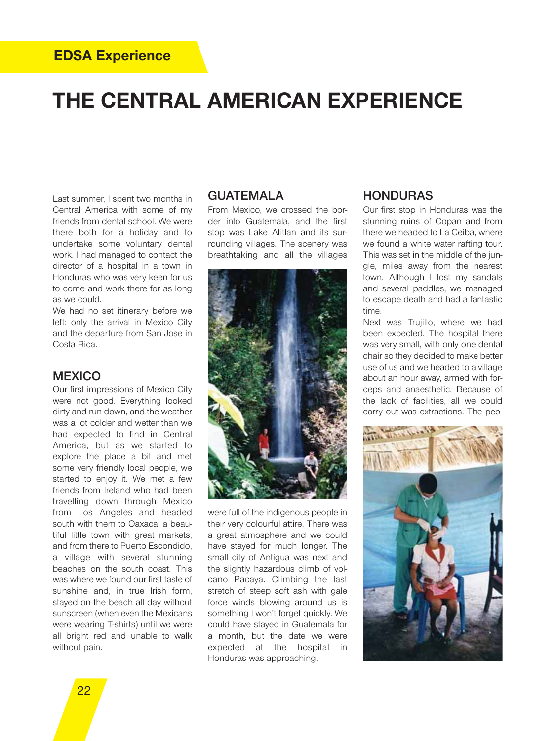EDSA Experience

# THE CENTRAL AMERICAN EXPERIENCE

Last summer, I spent two months in Central America with some of my friends from dental school. We were there both for a holiday and to undertake some voluntary dental work. I had managed to contact the director of a hospital in a town in Honduras who was very keen for us to come and work there for as long as we could.

We had no set itinerary before we left: only the arrival in Mexico City and the departure from San Jose in Costa Rica.

## MEXICO

Our first impressions of Mexico City were not good. Everything looked dirty and run down, and the weather was a lot colder and wetter than we had expected to find in Central America, but as we started to explore the place a bit and met some very friendly local people, we started to enjoy it. We met a few friends from Ireland who had been travelling down through Mexico from Los Angeles and headed south with them to Oaxaca, a beautiful little town with great markets, and from there to Puerto Escondido, a village with several stunning beaches on the south coast. This was where we found our first taste of sunshine and, in true Irish form, stayed on the beach all day without sunscreen (when even the Mexicans were wearing T-shirts) until we were all bright red and unable to walk without pain.

## GUATEMALA

From Mexico, we crossed the border into Guatemala, and the first stop was Lake Atitlan and its surrounding villages. The scenery was breathtaking and all the villages were full of the indigenous people in their very colourful attire. There was a great atmosphere and we could have stayed for much longer. The small city of Antigua was next and the slightly hazardous climb of volcano Pacaya. Climbing the last stretch of steep soft ash with gale force winds blowing around us is something I won't forget quickly. We could have stayed in Guatemala for a month, but the date we were expected at the hospital in Honduras was approaching.

## HONDURAS

Our first stop in Honduras was the stunning ruins of Copan and from there we headed to La Ceiba, where we found a white water rafting tour. This was set in the middle of the jungle, miles away from the nearest town. Although I lost my sandals and several paddles, we managed to escape death and had a fantastic time.

Next was Trujillo, where we had been expected. The hospital there was very small, with only one dental chair so they decided to make better use of us and we headed to a village about an hour away, armed with forceps and anaesthetic. Because of the lack of facilities, all we could carry out was extractions. The peo-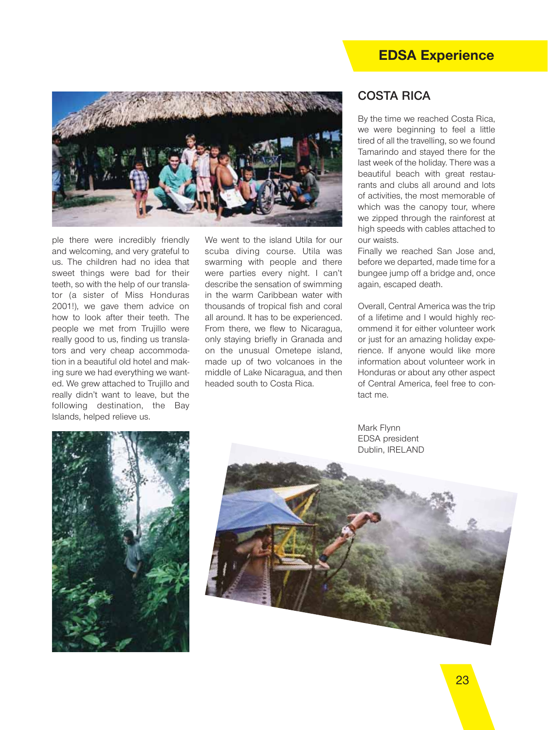ple there were incredibly friendly and welcoming, and very grateful to us. The children had no idea that sweet things were bad for their teeth, so with the help of our translator (a sister of Miss Honduras 2001!), we gave them advice on how to look after their teeth. The people we met from Trujillo were really good to us, finding us translators and very cheap accommodation in a beautiful old hotel and making sure we had everything we wanted. We grew attached to Trujillo and really didn't want to leave, but the following destination, the Bay Islands, helped relieve us.

We went to the island Utila for our scuba diving course. Utila was swarming with people and there were parties every night. I can't describe the sensation of swimming in the warm Caribbean water with thousands of tropical fish and coral all around. It has to be experienced. From there, we flew to Nicaragua, only staying briefly in Granada and on the unusual Ometepe island, made up of two volcanoes in the middle of Lake Nicaragua, and then headed south to Costa Rica.

## COSTA RICA

By the time we reached Costa Rica, we were beginning to feel a little tired of all the travelling, so we found Tamarindo and stayed there for the last week of the holiday. There was a beautiful beach with great restaurants and clubs all around and lots of activities, the most memorable of which was the canopy tour, where we zipped through the rainforest at high speeds with cables attached to our waists.

Finally we reached San Jose and, before we departed, made time for a bungee jump off a bridge and, once again, escaped death.

Overall, Central America was the trip of a lifetime and I would highly recommend it for either volunteer work or just for an amazing holiday experience. If anyone would like more information about volunteer work in Honduras or about any other aspect of Central America, feel free to contact me.

Mark Flynn
EDSA president
Dublin, IRELAND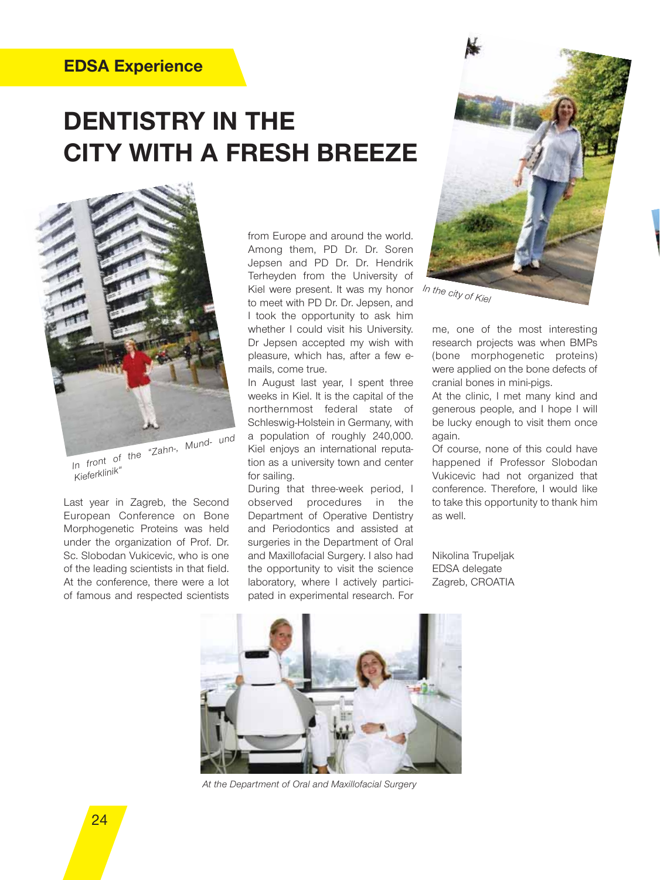EDSA Experience

# DENTISTRY IN THE CITY WITH A FRESH BREEZE

*In front of the "Zahn-, Mund- und Kieferklinik"*

Last year in Zagreb, the Second European Conference on Bone Morphogenetic Proteins was held under the organization of Prof. Dr. Sc. Slobodan Vukicevic, who is one of the leading scientists in that field. At the conference, there were a lot of famous and respected scientists from Europe and around the world. Among them, PD Dr. Dr. Soren Jepsen and PD Dr. Dr. Hendrik Terheyden from the University of Kiel were present. It was my honor to meet with PD Dr. Dr. Jepsen, and I took the opportunity to ask him whether I could visit his University. Dr Jepsen accepted my wish with pleasure, which has, after a few e-mails, come true.

In August last year, I spent three weeks in Kiel. It is the capital of the northernmost federal state of Schleswig-Holstein in Germany, with a population of roughly 240,000. Kiel enjoys an international reputation as a university town and center for sailing.

During that three-week period, I observed procedures in the Department of Operative Dentistry and Periodontics and assisted at surgeries in the Department of Oral and Maxillofacial Surgery. I also had the opportunity to visit the science laboratory, where I actively participated in experimental research. For me, one of the most interesting research projects was when BMPs (bone morphogenetic proteins) were applied on the bone defects of cranial bones in mini-pigs.

*In the city of Kiel*

At the clinic, I met many kind and generous people, and I hope I will be lucky enough to visit them once again.

Of course, none of this could have happened if Professor Slobodan Vukicevic had not organized that conference. Therefore, I would like to take this opportunity to thank him as well.

Nikolina Trupeljak
EDSA delegate
Zagreb, CROATIA

*At the Department of Oral and Maxillofacial Surgery*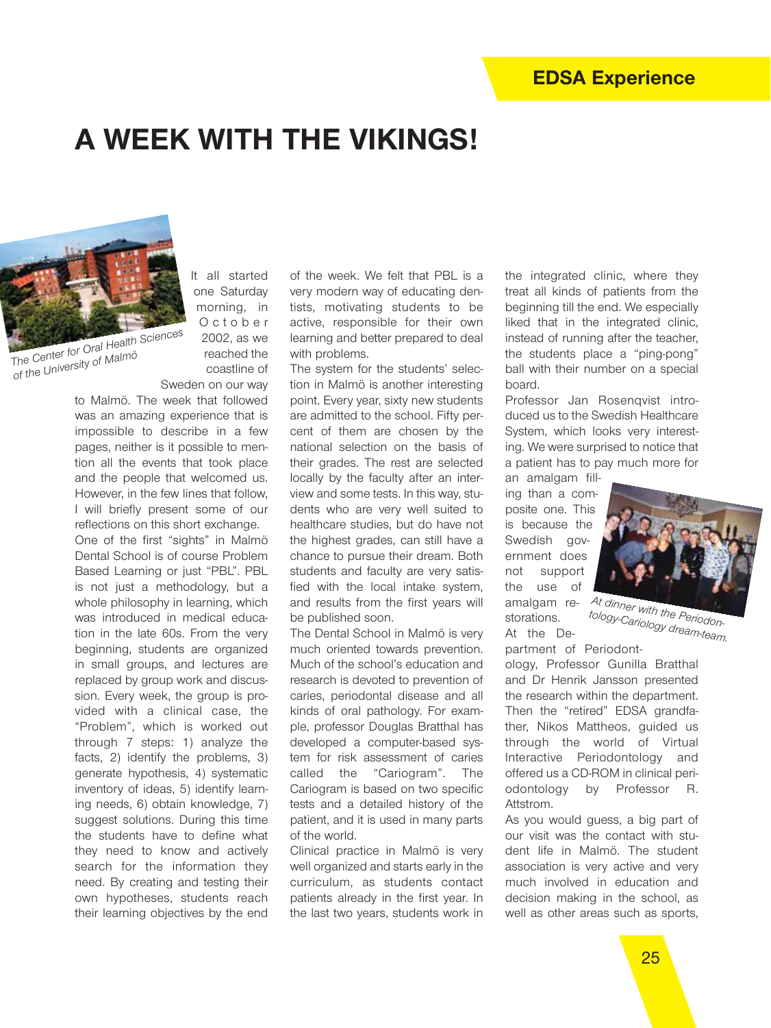# A WEEK WITH THE VIKINGS!

*The Center for Oral Health Sciences of the University of Malmö*

It all started one Saturday morning, in October 2002, as we reached the coastline of Sweden on our way to Malmö. The week that followed was an amazing experience that is impossible to describe in a few pages, neither is it possible to mention all the events that took place and the people that welcomed us. However, in the few lines that follow, I will briefly present some of our reflections on this short exchange.

One of the first "sights" in Malmö Dental School is of course Problem Based Learning or just "PBL". PBL is not just a methodology, but a whole philosophy in learning, which was introduced in medical education in the late 60s. From the very beginning, students are organized in small groups, and lectures are replaced by group work and discussion. Every week, the group is provided with a clinical case, the "Problem", which is worked out through 7 steps: 1) analyze the facts, 2) identify the problems, 3) generate hypothesis, 4) systematic inventory of ideas, 5) identify learning needs, 6) obtain knowledge, 7) suggest solutions. During this time the students have to define what they need to know and actively search for the information they need. By creating and testing their own hypotheses, students reach their learning objectives by the end of the week. We felt that PBL is a very modern way of educating dentists, motivating students to be active, responsible for their own learning and better prepared to deal with problems.

The system for the students' selection in Malmö is another interesting point. Every year, sixty new students are admitted to the school. Fifty percent of them are chosen by the national selection on the basis of their grades. The rest are selected locally by the faculty after an interview and some tests. In this way, students who are very well suited to healthcare studies, but do have not the highest grades, can still have a chance to pursue their dream. Both students and faculty are very satisfied with the local intake system, and results from the first years will be published soon.

The Dental School in Malmö is very much oriented towards prevention. Much of the school's education and research is devoted to prevention of caries, periodontal disease and all kinds of oral pathology. For example, professor Douglas Bratthal has developed a computer-based system for risk assessment of caries called the "Cariogram". The Cariogram is based on two specific tests and a detailed history of the patient, and it is used in many parts of the world.

Clinical practice in Malmö is very well organized and starts early in the curriculum, as students contact patients already in the first year. In the last two years, students work in the integrated clinic, where they treat all kinds of patients from the beginning till the end. We especially liked that in the integrated clinic, instead of running after the teacher, the students place a "ping-pong" ball with their number on a special board.

Professor Jan Rosenqvist introduced us to the Swedish Healthcare System, which looks very interesting. We were surprised to notice that a patient has to pay much more for an amalgam filling than a composite one. This is because the Swedish government does not support the use of amalgam restorations.

*At dinner with the Periodontology-Cariology dream-team.*

At the Department of Periodontology, Professor Gunilla Bratthal and Dr Henrik Jansson presented the research within the department. Then the "retired" EDSA grandfather, Nikos Mattheos, guided us through the world of Virtual Interactive Periodontology and offered us a CD-ROM in clinical periodontology by Professor R. Attstrom.

As you would guess, a big part of our visit was the contact with student life in Malmö. The student association is very active and very much involved in education and decision making in the school, as well as other areas such as sports,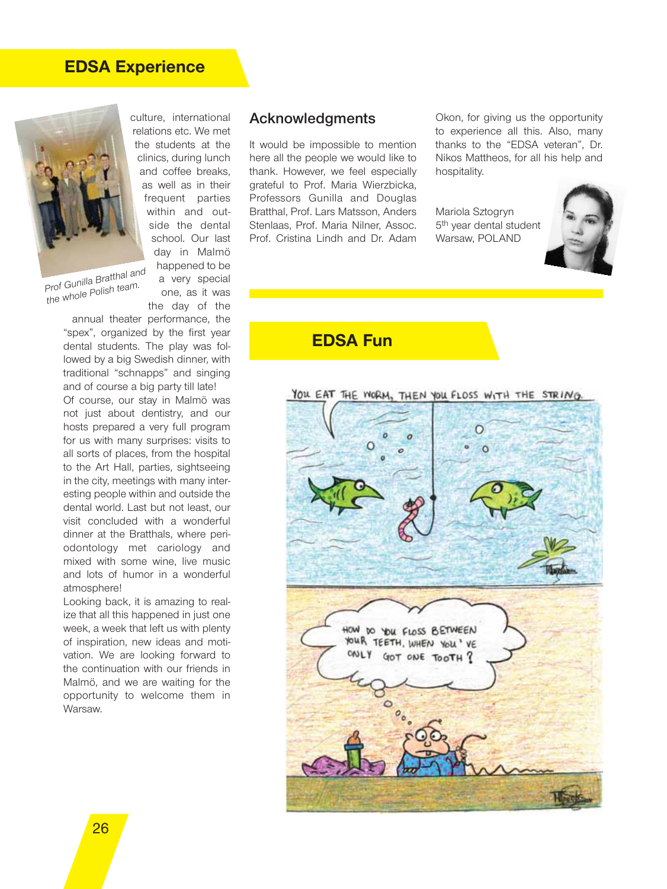## EDSA Experience

culture, international relations etc. We met the students at the clinics, during lunch and coffee breaks, as well as in their frequent parties within and outside the dental school. Our last day in Malmö happened to be a very special one, as it was the day of the annual theater performance, the "spex", organized by the first year dental students. The play was followed by a big Swedish dinner, with traditional "schnapps" and singing and of course a big party till late!

*Prof Gunilla Bratthal and the whole Polish team.*

Of course, our stay in Malmö was not just about dentistry, and our hosts prepared a very full program for us with many surprises: visits to all sorts of places, from the hospital to the Art Hall, parties, sightseeing in the city, meetings with many interesting people within and outside the dental world. Last but not least, our visit concluded with a wonderful dinner at the Bratthals, where periodontology met cariology and mixed with some wine, live music and lots of humor in a wonderful atmosphere!

Looking back, it is amazing to realize that all this happened in just one week, a week that left us with plenty of inspiration, new ideas and motivation. We are looking forward to the continuation with our friends in Malmö, and we are waiting for the opportunity to welcome them in Warsaw.

### Acknowledgments

It would be impossible to mention here all the people we would like to thank. However, we feel especially grateful to Prof. Maria Wierzbicka, Professors Gunilla and Douglas Bratthal, Prof. Lars Matsson, Anders Stenlaas, Prof. Maria Nilner, Assoc. Prof. Cristina Lindh and Dr. Adam Okon, for giving us the opportunity to experience all this. Also, many thanks to the "EDSA veteran", Dr. Nikos Mattheos, for all his help and hospitality.

Mariola Sztogryn
5th year dental student
Warsaw, POLAND

## EDSA Fun

YOU EAT THE WORM, THEN YOU FLOSS WITH THE STRING.

HOW DO YOU FLOSS BETWEEN YOUR TEETH, WHEN YOU'VE ONLY GOT ONE TOOTH?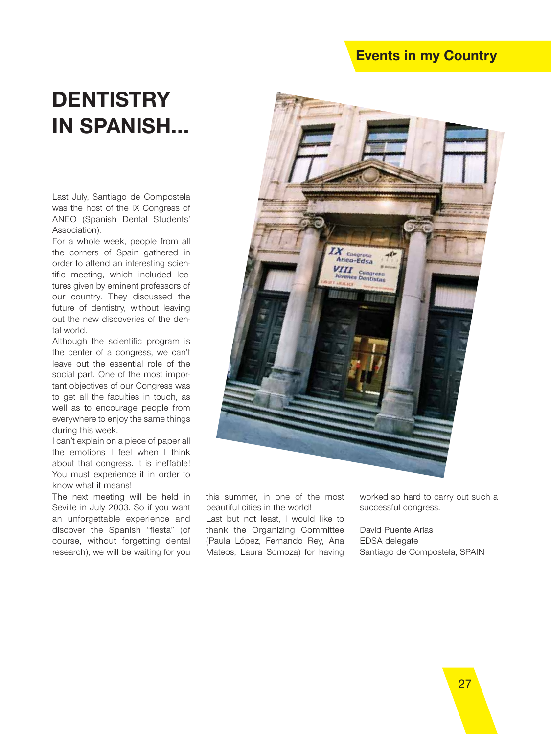# DENTISTRY IN SPANISH...

Last July, Santiago de Compostela was the host of the IX Congress of ANEO (Spanish Dental Students' Association).

For a whole week, people from all the corners of Spain gathered in order to attend an interesting scientific meeting, which included lectures given by eminent professors of our country. They discussed the future of dentistry, without leaving out the new discoveries of the dental world.

Although the scientific program is the center of a congress, we can't leave out the essential role of the social part. One of the most important objectives of our Congress was to get all the faculties in touch, as well as to encourage people from everywhere to enjoy the same things during this week.

I can't explain on a piece of paper all the emotions I feel when I think about that congress. It is ineffable! You must experience it in order to know what it means!

The next meeting will be held in Seville in July 2003. So if you want an unforgettable experience and discover the Spanish "fiesta" (of course, without forgetting dental research), we will be waiting for you this summer, in one of the most beautiful cities in the world!

Last but not least, I would like to thank the Organizing Committee (Paula López, Fernando Rey, Ana Mateos, Laura Somoza) for having worked so hard to carry out such a successful congress.

David Puente Arias
EDSA delegate
Santiago de Compostela, SPAIN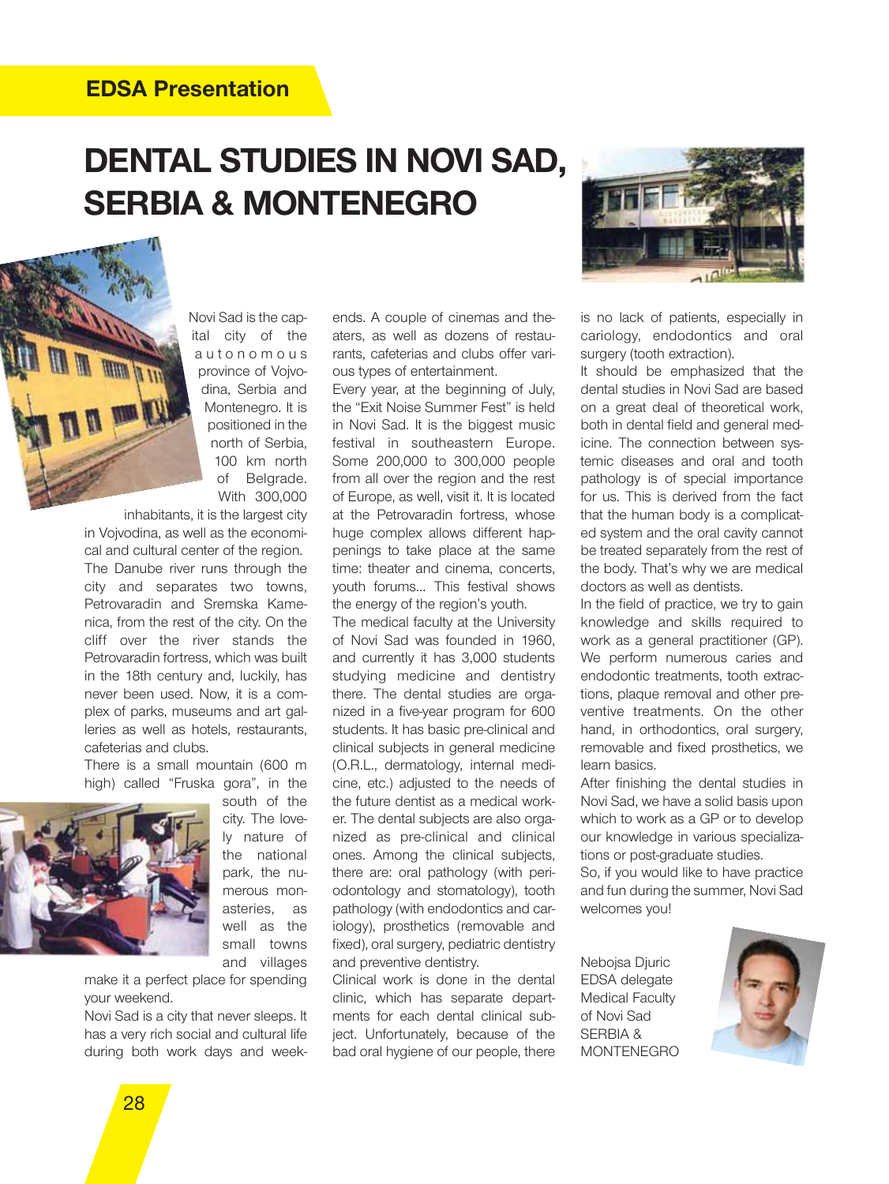**EDSA Presentation**

# DENTAL STUDIES IN NOVI SAD, SERBIA & MONTENEGRO

Novi Sad is the capital city of the autonomous province of Vojvodina, Serbia and Montenegro. It is positioned in the north of Serbia, 100 km north of Belgrade. With 300,000 inhabitants, it is the largest city in Vojvodina, as well as the economical and cultural center of the region.

The Danube river runs through the city and separates two towns, Petrovaradin and Sremska Kamenica, from the rest of the city. On the cliff over the river stands the Petrovaradin fortress, which was built in the 18th century and, luckily, has never been used. Now, it is a complex of parks, museums and art galleries as well as hotels, restaurants, cafeterias and clubs.

There is a small mountain (600 m high) called "Fruska gora", in the south of the city. The lovely nature of the national park, the numerous monasteries, as well as the small towns and villages make it a perfect place for spending your weekend.

Novi Sad is a city that never sleeps. It has a very rich social and cultural life during both work days and weekends. A couple of cinemas and theaters, as well as dozens of restaurants, cafeterias and clubs offer various types of entertainment.

Every year, at the beginning of July, the "Exit Noise Summer Fest" is held in Novi Sad. It is the biggest music festival in southeastern Europe. Some 200,000 to 300,000 people from all over the region and the rest of Europe, as well, visit it. It is located at the Petrovaradin fortress, whose huge complex allows different happenings to take place at the same time: theater and cinema, concerts, youth forums... This festival shows the energy of the region's youth.

The medical faculty at the University of Novi Sad was founded in 1960, and currently it has 3,000 students studying medicine and dentistry there. The dental studies are organized in a five-year program for 600 students. It has basic pre-clinical and clinical subjects in general medicine (O.R.L., dermatology, internal medicine, etc.) adjusted to the needs of the future dentist as a medical worker. The dental subjects are also organized as pre-clinical and clinical ones. Among the clinical subjects, there are: oral pathology (with periodontology and stomatology), tooth pathology (with endodontics and cariology), prosthetics (removable and fixed), oral surgery, pediatric dentistry and preventive dentistry.

Clinical work is done in the dental clinic, which has separate departments for each dental clinical subject. Unfortunately, because of the bad oral hygiene of our people, there is no lack of patients, especially in cariology, endodontics and oral surgery (tooth extraction).

It should be emphasized that the dental studies in Novi Sad are based on a great deal of theoretical work, both in dental field and general medicine. The connection between systemic diseases and oral and tooth pathology is of special importance for us. This is derived from the fact that the human body is a complicated system and the oral cavity cannot be treated separately from the rest of the body. That's why we are medical doctors as well as dentists.

In the field of practice, we try to gain knowledge and skills required to work as a general practitioner (GP). We perform numerous caries and endodontic treatments, tooth extractions, plaque removal and other preventive treatments. On the other hand, in orthodontics, oral surgery, removable and fixed prosthetics, we learn basics.

After finishing the dental studies in Novi Sad, we have a solid basis upon which to work as a GP or to develop our knowledge in various specializations or post-graduate studies.

So, if you would like to have practice and fun during the summer, Novi Sad welcomes you!

Nebojsa Djuric
EDSA delegate
Medical Faculty
of Novi Sad
SERBIA &
MONTENEGRO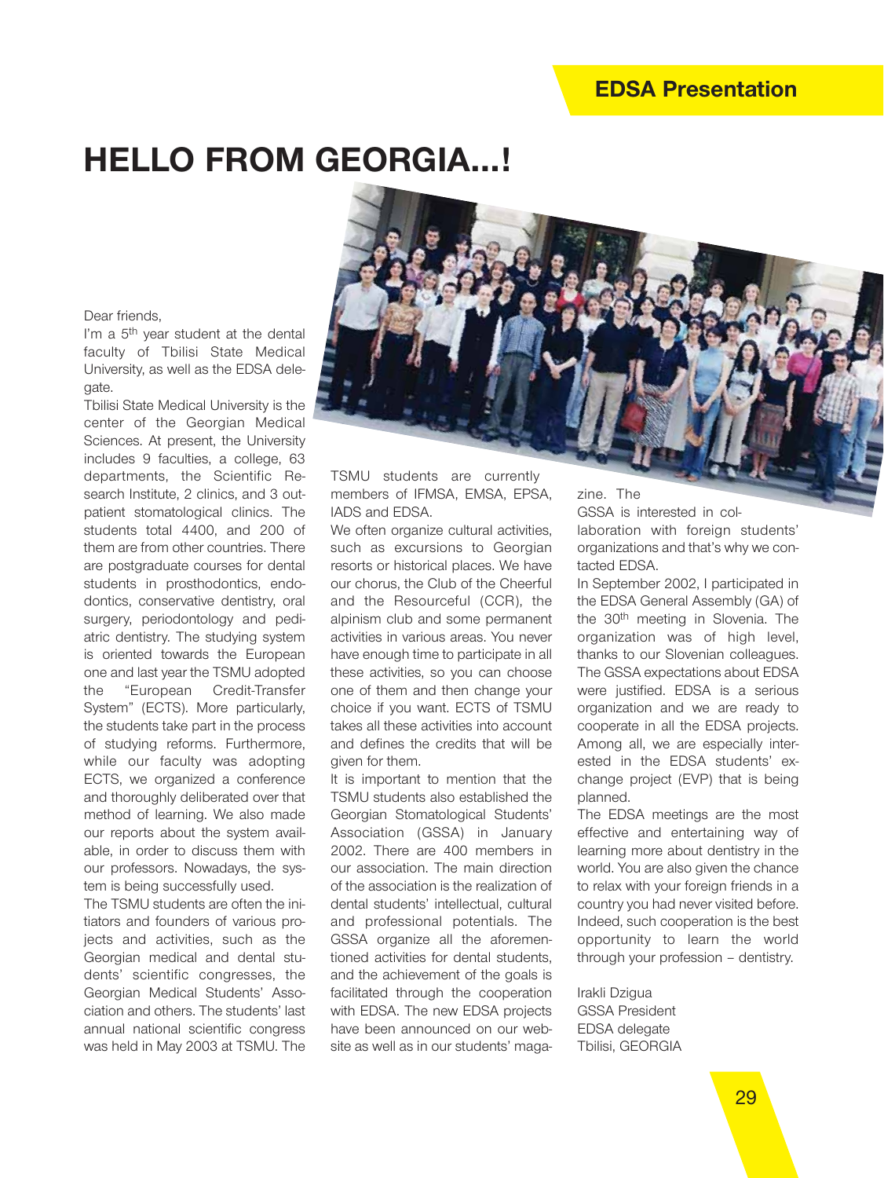# HELLO FROM GEORGIA...!

Dear friends,

I'm a 5th year student at the dental faculty of Tbilisi State Medical University, as well as the EDSA delegate.

Tbilisi State Medical University is the center of the Georgian Medical Sciences. At present, the University includes 9 faculties, a college, 63 departments, the Scientific Research Institute, 2 clinics, and 3 outpatient stomatological clinics. The students total 4400, and 200 of them are from other countries. There are postgraduate courses for dental students in prosthodontics, endodontics, conservative dentistry, oral surgery, periodontology and pediatric dentistry. The studying system is oriented towards the European one and last year the TSMU adopted the "European Credit-Transfer System" (ECTS). More particularly, the students take part in the process of studying reforms. Furthermore, while our faculty was adopting ECTS, we organized a conference and thoroughly deliberated over that method of learning. We also made our reports about the system available, in order to discuss them with our professors. Nowadays, the system is being successfully used.

The TSMU students are often the initiators and founders of various projects and activities, such as the Georgian medical and dental students' scientific congresses, the Georgian Medical Students' Association and others. The students' last annual national scientific congress was held in May 2003 at TSMU. The TSMU students are currently members of IFMSA, EMSA, EPSA, IADS and EDSA.

We often organize cultural activities, such as excursions to Georgian resorts or historical places. We have our chorus, the Club of the Cheerful and the Resourceful (CCR), the alpinism club and some permanent activities in various areas. You never have enough time to participate in all these activities, so you can choose one of them and then change your choice if you want. ECTS of TSMU takes all these activities into account and defines the credits that will be given for them.

It is important to mention that the TSMU students also established the Georgian Stomatological Students' Association (GSSA) in January 2002. There are 400 members in our association. The main direction of the association is the realization of dental students' intellectual, cultural and professional potentials. The GSSA organize all the aforementioned activities for dental students, and the achievement of the goals is facilitated through the cooperation with EDSA. The new EDSA projects have been announced on our website as well as in our students' magazine. The GSSA is interested in collaboration with foreign students' organizations and that's why we contacted EDSA.

In September 2002, I participated in the EDSA General Assembly (GA) of the 30th meeting in Slovenia. The organization was of high level, thanks to our Slovenian colleagues. The GSSA expectations about EDSA were justified. EDSA is a serious organization and we are ready to cooperate in all the EDSA projects. Among all, we are especially interested in the EDSA students' exchange project (EVP) that is being planned.

The EDSA meetings are the most effective and entertaining way of learning more about dentistry in the world. You are also given the chance to relax with your foreign friends in a country you had never visited before. Indeed, such cooperation is the best opportunity to learn the world through your profession – dentistry.

Irakli Dzigua
GSSA President
EDSA delegate
Tbilisi, GEORGIA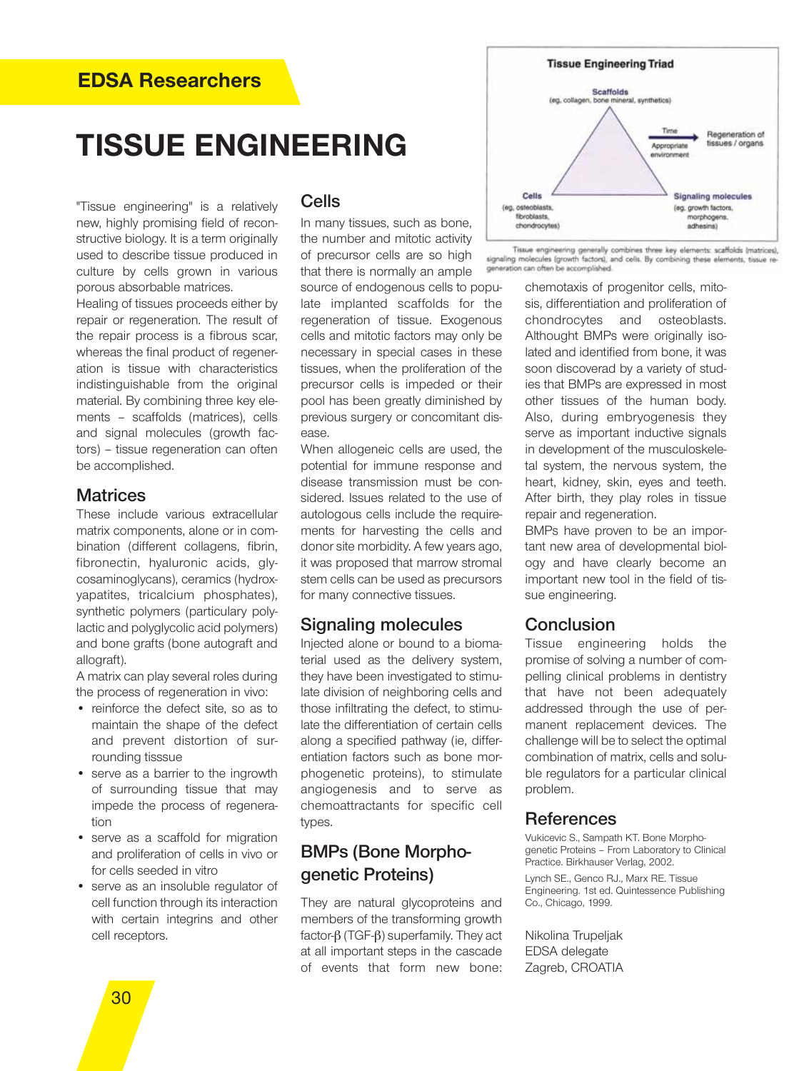## EDSA Researchers

# TISSUE ENGINEERING

"Tissue engineering" is a relatively new, highly promising field of reconstructive biology. It is a term originally used to describe tissue produced in culture by cells grown in various porous absorbable matrices.

Healing of tissues proceeds either by repair or regeneration. The result of the repair process is a fibrous scar, whereas the final product of regeneration is tissue with characteristics indistinguishable from the original material. By combining three key elements – scaffolds (matrices), cells and signal molecules (growth factors) – tissue regeneration can often be accomplished.

## Matrices

These include various extracellular matrix components, alone or in combination (different collagens, fibrin, fibronectin, hyaluronic acids, glycosaminoglycans), ceramics (hydroxyapatites, tricalcium phosphates), synthetic polymers (particulary polylactic and polyglycolic acid polymers) and bone grafts (bone autograft and allograft).

A matrix can play several roles during the process of regeneration in vivo:

- reinforce the defect site, so as to maintain the shape of the defect and prevent distortion of surrounding tisssue
- serve as a barrier to the ingrowth of surrounding tissue that may impede the process of regeneration
- serve as a scaffold for migration and proliferation of cells in vivo or for cells seeded in vitro
- serve as an insoluble regulator of cell function through its interaction with certain integrins and other cell receptors.

## Cells

In many tissues, such as bone, the number and mitotic activity of precursor cells are so high that there is normally an ample source of endogenous cells to populate implanted scaffolds for the regeneration of tissue. Exogenous cells and mitotic factors may only be necessary in special cases in these tissues, when the proliferation of the precursor cells is impeded or their pool has been greatly diminished by previous surgery or concomitant disease.

When allogeneic cells are used, the potential for immune response and disease transmission must be considered. Issues related to the use of autologous cells include the requirements for harvesting the cells and donor site morbidity. A few years ago, it was proposed that marrow stromal stem cells can be used as precursors for many connective tissues.

## Signaling molecules

Injected alone or bound to a biomaterial used as the delivery system, they have been investigated to stimulate division of neighboring cells and those infiltrating the defect, to stimulate the differentiation of certain cells along a specified pathway (ie, differentiation factors such as bone morphogenetic proteins), to stimulate angiogenesis and to serve as chemoattractants for specific cell types.

## BMPs (Bone Morphogenetic Proteins)

They are natural glycoproteins and members of the transforming growth factor-β (TGF-β) superfamily. They act at all important steps in the cascade of events that form new bone: chemotaxis of progenitor cells, mitosis, differentiation and proliferation of chondrocytes and osteoblasts. Althought BMPs were originally isolated and identified from bone, it was soon discoverad by a variety of studies that BMPs are expressed in most other tissues of the human body. Also, during embryogenesis they serve as important inductive signals in development of the musculoskeletal system, the nervous system, the heart, kidney, skin, eyes and teeth. After birth, they play roles in tissue repair and regeneration.

BMPs have proven to be an important new area of developmental biology and have clearly become an important new tool in the field of tissue engineering.

Tissue Engineering Triad

Scaffolds
(eg, collagen, bone mineral, synthetics)

Time
Appropriate environment

Regeneration of tissues / organs

Cells
(eg, osteoblasts, fibroblasts, chondrocytes)

Signaling molecules
(eg, growth factors, morphogens, adhesins)

Tissue engineering generally combines three key elements: scaffolds (matrices), signaling molecules (growth factors), and cells. By combining these elements, tissue regeneration can often be accomplished.

## Conclusion

Tissue engineering holds the promise of solving a number of compelling clinical problems in dentistry that have not been adequately addressed through the use of permanent replacement devices. The challenge will be to select the optimal combination of matrix, cells and soluble regulators for a particular clinical problem.

## References

Vukicevic S., Sampath KT. Bone Morphogenetic Proteins – From Laboratory to Clinical Practice. Birkhauser Verlag, 2002.

Lynch SE., Genco RJ., Marx RE. Tissue Engineering. 1st ed. Quintessence Publishing Co., Chicago, 1999.

Nikolina Trupeljak
EDSA delegate
Zagreb, CROATIA